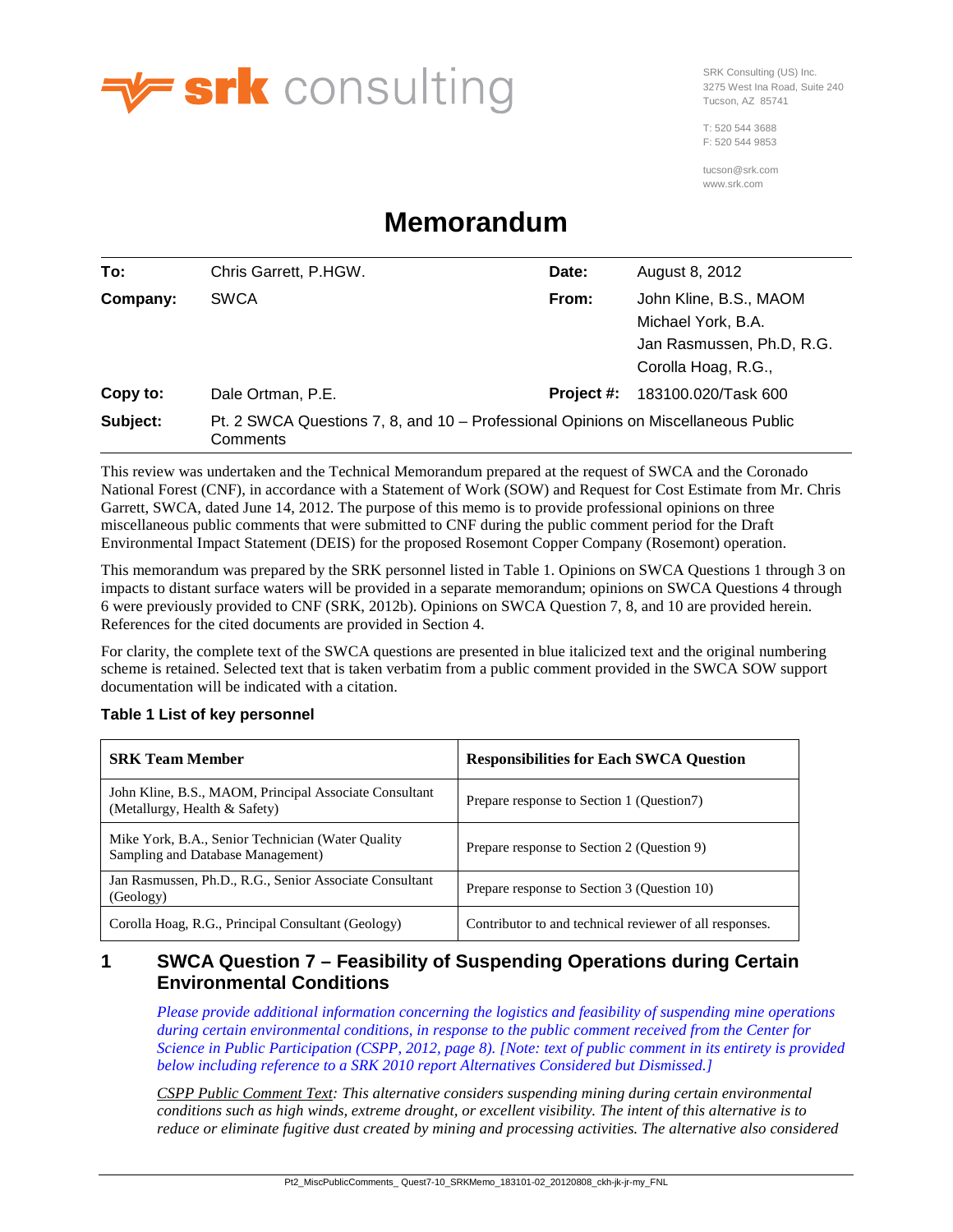srk consulting

SRK Consulting (US) Inc.
3275 West Ina Road, Suite 240
Tucson, AZ 85741

T: 520 544 3688
F: 520 544 9853

tucson@srk.com
www.srk.com

# Memorandum

| | | | |
|---|---|---|---|
| **To:** | Chris Garrett, P.HGW. | **Date:** | August 8, 2012 |
| **Company:** | SWCA | **From:** | John Kline, B.S., MAOM<br>Michael York, B.A.<br>Jan Rasmussen, Ph.D, R.G.<br>Corolla Hoag, R.G., |
| **Copy to:** | Dale Ortman, P.E. | **Project #:** | 183100.020/Task 600 |
| **Subject:** | Pt. 2 SWCA Questions 7, 8, and 10 – Professional Opinions on Miscellaneous Public Comments | | |

This review was undertaken and the Technical Memorandum prepared at the request of SWCA and the Coronado National Forest (CNF), in accordance with a Statement of Work (SOW) and Request for Cost Estimate from Mr. Chris Garrett, SWCA, dated June 14, 2012. The purpose of this memo is to provide professional opinions on three miscellaneous public comments that were submitted to CNF during the public comment period for the Draft Environmental Impact Statement (DEIS) for the proposed Rosemont Copper Company (Rosemont) operation.

This memorandum was prepared by the SRK personnel listed in Table 1. Opinions on SWCA Questions 1 through 3 on impacts to distant surface waters will be provided in a separate memorandum; opinions on SWCA Questions 4 through 6 were previously provided to CNF (SRK, 2012b). Opinions on SWCA Question 7, 8, and 10 are provided herein. References for the cited documents are provided in Section 4.

For clarity, the complete text of the SWCA questions are presented in blue italicized text and the original numbering scheme is retained. Selected text that is taken verbatim from a public comment provided in the SWCA SOW support documentation will be indicated with a citation.

**Table 1 List of key personnel**

| SRK Team Member | Responsibilities for Each SWCA Question |
|---|---|
| John Kline, B.S., MAOM, Principal Associate Consultant (Metallurgy, Health & Safety) | Prepare response to Section 1 (Question7) |
| Mike York, B.A., Senior Technician (Water Quality Sampling and Database Management) | Prepare response to Section 2 (Question 9) |
| Jan Rasmussen, Ph.D., R.G., Senior Associate Consultant (Geology) | Prepare response to Section 3 (Question 10) |
| Corolla Hoag, R.G., Principal Consultant (Geology) | Contributor to and technical reviewer of all responses. |

## 1 SWCA Question 7 – Feasibility of Suspending Operations during Certain Environmental Conditions

*Please provide additional information concerning the logistics and feasibility of suspending mine operations during certain environmental conditions, in response to the public comment received from the Center for Science in Public Participation (CSPP, 2012, page 8). [Note: text of public comment in its entirety is provided below including reference to a SRK 2010 report Alternatives Considered but Dismissed.]*

*<u>CSPP Public Comment Text</u>: This alternative considers suspending mining during certain environmental conditions such as high winds, extreme drought, or excellent visibility. The intent of this alternative is to reduce or eliminate fugitive dust created by mining and processing activities. The alternative also considered*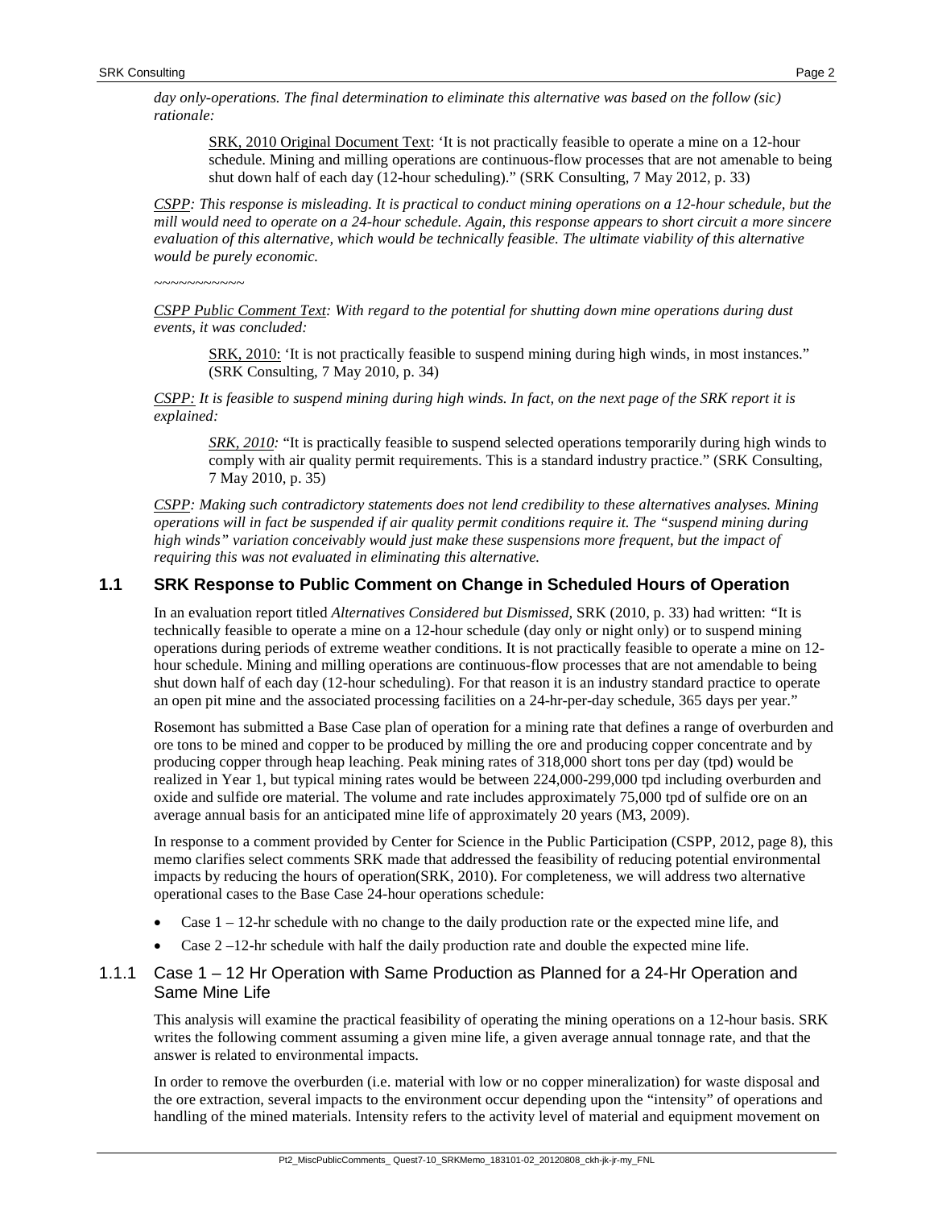*day only-operations. The final determination to eliminate this alternative was based on the follow (sic) rationale:*

> SRK, 2010 Original Document Text: 'It is not practically feasible to operate a mine on a 12-hour schedule. Mining and milling operations are continuous-flow processes that are not amenable to being shut down half of each day (12-hour scheduling)." (SRK Consulting, 7 May 2012, p. 33)

*CSPP: This response is misleading. It is practical to conduct mining operations on a 12-hour schedule, but the mill would need to operate on a 24-hour schedule. Again, this response appears to short circuit a more sincere evaluation of this alternative, which would be technically feasible. The ultimate viability of this alternative would be purely economic.*

~~~~~~~~~~~~

*CSPP Public Comment Text: With regard to the potential for shutting down mine operations during dust events, it was concluded:*

> SRK, 2010: 'It is not practically feasible to suspend mining during high winds, in most instances." (SRK Consulting, 7 May 2010, p. 34)

*CSPP: It is feasible to suspend mining during high winds. In fact, on the next page of the SRK report it is explained:*

> *SRK, 2010:* "It is practically feasible to suspend selected operations temporarily during high winds to comply with air quality permit requirements. This is a standard industry practice." (SRK Consulting, 7 May 2010, p. 35)

*CSPP: Making such contradictory statements does not lend credibility to these alternatives analyses. Mining operations will in fact be suspended if air quality permit conditions require it. The "suspend mining during high winds" variation conceivably would just make these suspensions more frequent, but the impact of requiring this was not evaluated in eliminating this alternative.*

## 1.1 SRK Response to Public Comment on Change in Scheduled Hours of Operation

In an evaluation report titled *Alternatives Considered but Dismissed,* SRK (2010, p. 33) had written: *"*It is technically feasible to operate a mine on a 12-hour schedule (day only or night only) or to suspend mining operations during periods of extreme weather conditions. It is not practically feasible to operate a mine on 12-hour schedule. Mining and milling operations are continuous-flow processes that are not amendable to being shut down half of each day (12-hour scheduling). For that reason it is an industry standard practice to operate an open pit mine and the associated processing facilities on a 24-hr-per-day schedule, 365 days per year."

Rosemont has submitted a Base Case plan of operation for a mining rate that defines a range of overburden and ore tons to be mined and copper to be produced by milling the ore and producing copper concentrate and by producing copper through heap leaching. Peak mining rates of 318,000 short tons per day (tpd) would be realized in Year 1, but typical mining rates would be between 224,000-299,000 tpd including overburden and oxide and sulfide ore material. The volume and rate includes approximately 75,000 tpd of sulfide ore on an average annual basis for an anticipated mine life of approximately 20 years (M3, 2009).

In response to a comment provided by Center for Science in the Public Participation (CSPP, 2012, page 8), this memo clarifies select comments SRK made that addressed the feasibility of reducing potential environmental impacts by reducing the hours of operation(SRK, 2010). For completeness, we will address two alternative operational cases to the Base Case 24-hour operations schedule:

- Case 1 – 12-hr schedule with no change to the daily production rate or the expected mine life, and
- Case 2 –12-hr schedule with half the daily production rate and double the expected mine life.

### 1.1.1 Case 1 – 12 Hr Operation with Same Production as Planned for a 24-Hr Operation and Same Mine Life

This analysis will examine the practical feasibility of operating the mining operations on a 12-hour basis. SRK writes the following comment assuming a given mine life, a given average annual tonnage rate, and that the answer is related to environmental impacts.

In order to remove the overburden (i.e. material with low or no copper mineralization) for waste disposal and the ore extraction, several impacts to the environment occur depending upon the "intensity" of operations and handling of the mined materials. Intensity refers to the activity level of material and equipment movement on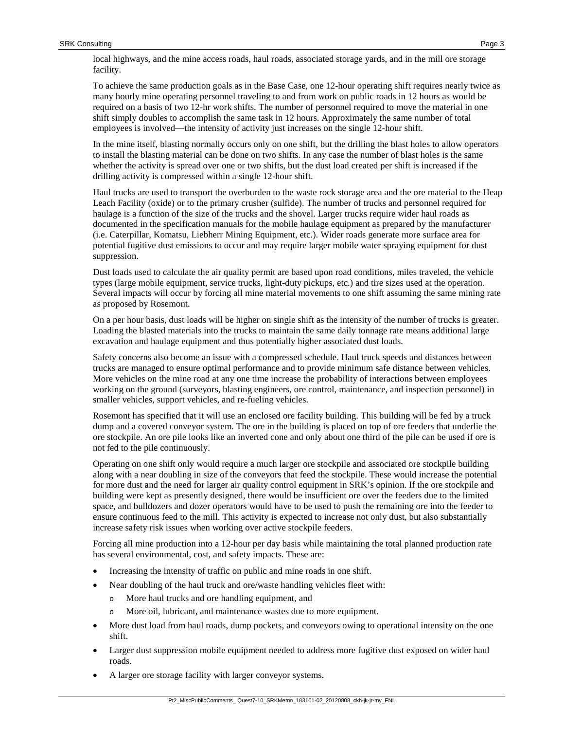local highways, and the mine access roads, haul roads, associated storage yards, and in the mill ore storage facility.

To achieve the same production goals as in the Base Case, one 12-hour operating shift requires nearly twice as many hourly mine operating personnel traveling to and from work on public roads in 12 hours as would be required on a basis of two 12-hr work shifts. The number of personnel required to move the material in one shift simply doubles to accomplish the same task in 12 hours. Approximately the same number of total employees is involved—the intensity of activity just increases on the single 12-hour shift.

In the mine itself, blasting normally occurs only on one shift, but the drilling the blast holes to allow operators to install the blasting material can be done on two shifts. In any case the number of blast holes is the same whether the activity is spread over one or two shifts, but the dust load created per shift is increased if the drilling activity is compressed within a single 12-hour shift.

Haul trucks are used to transport the overburden to the waste rock storage area and the ore material to the Heap Leach Facility (oxide) or to the primary crusher (sulfide). The number of trucks and personnel required for haulage is a function of the size of the trucks and the shovel. Larger trucks require wider haul roads as documented in the specification manuals for the mobile haulage equipment as prepared by the manufacturer (i.e. Caterpillar, Komatsu, Liebherr Mining Equipment, etc.). Wider roads generate more surface area for potential fugitive dust emissions to occur and may require larger mobile water spraying equipment for dust suppression.

Dust loads used to calculate the air quality permit are based upon road conditions, miles traveled, the vehicle types (large mobile equipment, service trucks, light-duty pickups, etc.) and tire sizes used at the operation. Several impacts will occur by forcing all mine material movements to one shift assuming the same mining rate as proposed by Rosemont.

On a per hour basis, dust loads will be higher on single shift as the intensity of the number of trucks is greater. Loading the blasted materials into the trucks to maintain the same daily tonnage rate means additional large excavation and haulage equipment and thus potentially higher associated dust loads.

Safety concerns also become an issue with a compressed schedule. Haul truck speeds and distances between trucks are managed to ensure optimal performance and to provide minimum safe distance between vehicles. More vehicles on the mine road at any one time increase the probability of interactions between employees working on the ground (surveyors, blasting engineers, ore control, maintenance, and inspection personnel) in smaller vehicles, support vehicles, and re-fueling vehicles.

Rosemont has specified that it will use an enclosed ore facility building. This building will be fed by a truck dump and a covered conveyor system. The ore in the building is placed on top of ore feeders that underlie the ore stockpile. An ore pile looks like an inverted cone and only about one third of the pile can be used if ore is not fed to the pile continuously.

Operating on one shift only would require a much larger ore stockpile and associated ore stockpile building along with a near doubling in size of the conveyors that feed the stockpile. These would increase the potential for more dust and the need for larger air quality control equipment in SRK's opinion. If the ore stockpile and building were kept as presently designed, there would be insufficient ore over the feeders due to the limited space, and bulldozers and dozer operators would have to be used to push the remaining ore into the feeder to ensure continuous feed to the mill. This activity is expected to increase not only dust, but also substantially increase safety risk issues when working over active stockpile feeders.

Forcing all mine production into a 12-hour per day basis while maintaining the total planned production rate has several environmental, cost, and safety impacts. These are:

- Increasing the intensity of traffic on public and mine roads in one shift.
- Near doubling of the haul truck and ore/waste handling vehicles fleet with:
  - More haul trucks and ore handling equipment, and
  - More oil, lubricant, and maintenance wastes due to more equipment.
- More dust load from haul roads, dump pockets, and conveyors owing to operational intensity on the one shift.
- Larger dust suppression mobile equipment needed to address more fugitive dust exposed on wider haul roads.
- A larger ore storage facility with larger conveyor systems.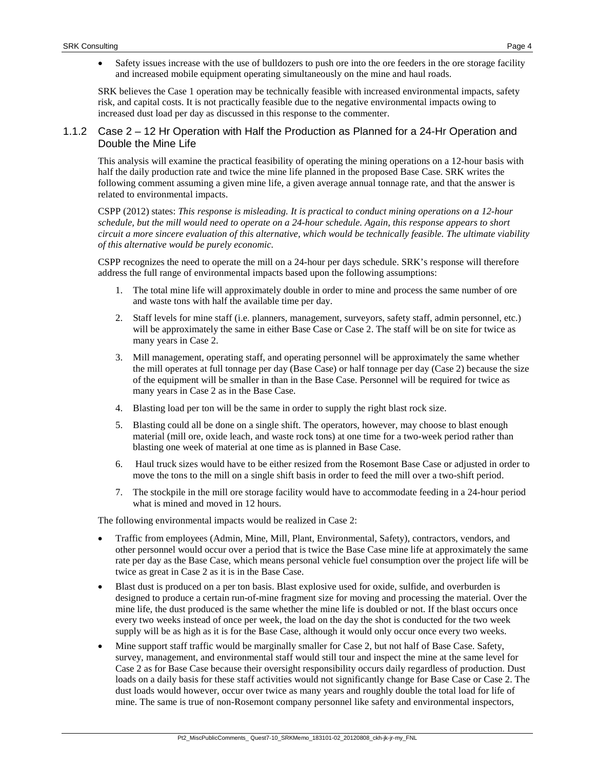- Safety issues increase with the use of bulldozers to push ore into the ore feeders in the ore storage facility and increased mobile equipment operating simultaneously on the mine and haul roads.

SRK believes the Case 1 operation may be technically feasible with increased environmental impacts, safety risk, and capital costs. It is not practically feasible due to the negative environmental impacts owing to increased dust load per day as discussed in this response to the commenter.

### 1.1.2 Case 2 – 12 Hr Operation with Half the Production as Planned for a 24-Hr Operation and Double the Mine Life

This analysis will examine the practical feasibility of operating the mining operations on a 12-hour basis with half the daily production rate and twice the mine life planned in the proposed Base Case. SRK writes the following comment assuming a given mine life, a given average annual tonnage rate, and that the answer is related to environmental impacts.

CSPP (2012) states: *This response is misleading. It is practical to conduct mining operations on a 12-hour schedule, but the mill would need to operate on a 24-hour schedule. Again, this response appears to short circuit a more sincere evaluation of this alternative, which would be technically feasible. The ultimate viability of this alternative would be purely economic.*

CSPP recognizes the need to operate the mill on a 24-hour per days schedule. SRK's response will therefore address the full range of environmental impacts based upon the following assumptions:

1. The total mine life will approximately double in order to mine and process the same number of ore and waste tons with half the available time per day.
2. Staff levels for mine staff (i.e. planners, management, surveyors, safety staff, admin personnel, etc.) will be approximately the same in either Base Case or Case 2. The staff will be on site for twice as many years in Case 2.
3. Mill management, operating staff, and operating personnel will be approximately the same whether the mill operates at full tonnage per day (Base Case) or half tonnage per day (Case 2) because the size of the equipment will be smaller in than in the Base Case. Personnel will be required for twice as many years in Case 2 as in the Base Case.
4. Blasting load per ton will be the same in order to supply the right blast rock size.
5. Blasting could all be done on a single shift. The operators, however, may choose to blast enough material (mill ore, oxide leach, and waste rock tons) at one time for a two-week period rather than blasting one week of material at one time as is planned in Base Case.
6. Haul truck sizes would have to be either resized from the Rosemont Base Case or adjusted in order to move the tons to the mill on a single shift basis in order to feed the mill over a two-shift period.
7. The stockpile in the mill ore storage facility would have to accommodate feeding in a 24-hour period what is mined and moved in 12 hours.

The following environmental impacts would be realized in Case 2:

- Traffic from employees (Admin, Mine, Mill, Plant, Environmental, Safety), contractors, vendors, and other personnel would occur over a period that is twice the Base Case mine life at approximately the same rate per day as the Base Case, which means personal vehicle fuel consumption over the project life will be twice as great in Case 2 as it is in the Base Case.
- Blast dust is produced on a per ton basis. Blast explosive used for oxide, sulfide, and overburden is designed to produce a certain run-of-mine fragment size for moving and processing the material. Over the mine life, the dust produced is the same whether the mine life is doubled or not. If the blast occurs once every two weeks instead of once per week, the load on the day the shot is conducted for the two week supply will be as high as it is for the Base Case, although it would only occur once every two weeks.
- Mine support staff traffic would be marginally smaller for Case 2, but not half of Base Case. Safety, survey, management, and environmental staff would still tour and inspect the mine at the same level for Case 2 as for Base Case because their oversight responsibility occurs daily regardless of production. Dust loads on a daily basis for these staff activities would not significantly change for Base Case or Case 2. The dust loads would however, occur over twice as many years and roughly double the total load for life of mine. The same is true of non-Rosemont company personnel like safety and environmental inspectors,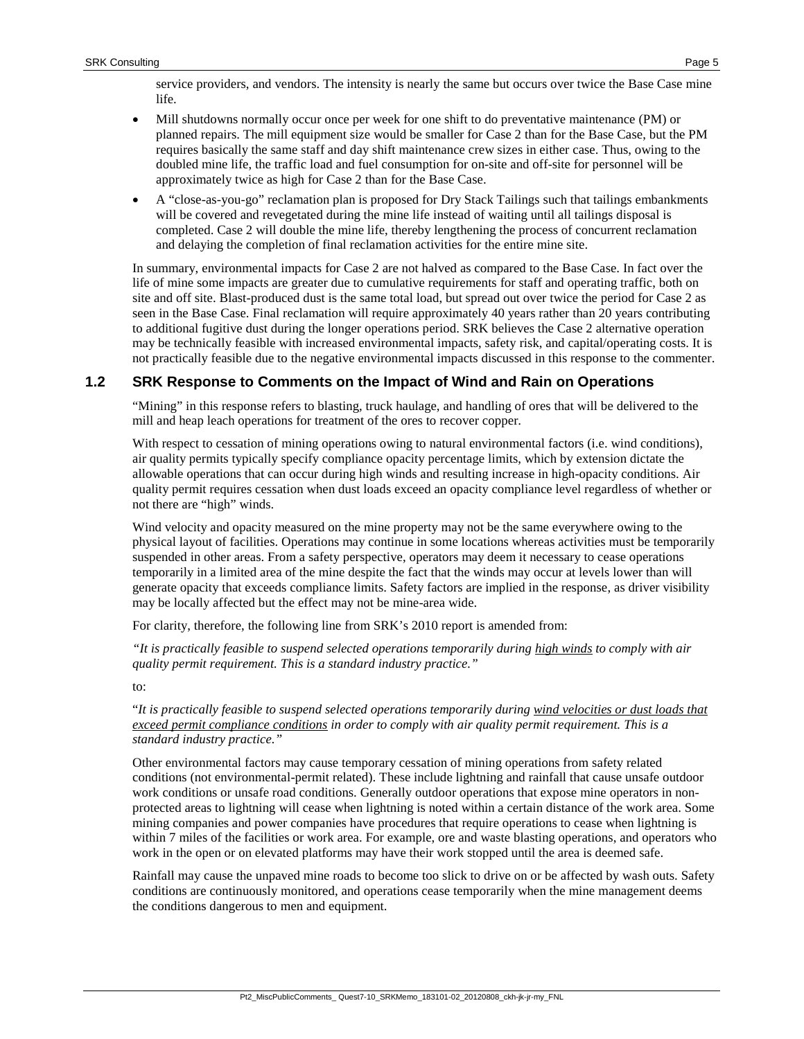service providers, and vendors. The intensity is nearly the same but occurs over twice the Base Case mine life.

- Mill shutdowns normally occur once per week for one shift to do preventative maintenance (PM) or planned repairs. The mill equipment size would be smaller for Case 2 than for the Base Case, but the PM requires basically the same staff and day shift maintenance crew sizes in either case. Thus, owing to the doubled mine life, the traffic load and fuel consumption for on-site and off-site for personnel will be approximately twice as high for Case 2 than for the Base Case.
- A "close-as-you-go" reclamation plan is proposed for Dry Stack Tailings such that tailings embankments will be covered and revegetated during the mine life instead of waiting until all tailings disposal is completed. Case 2 will double the mine life, thereby lengthening the process of concurrent reclamation and delaying the completion of final reclamation activities for the entire mine site.

In summary, environmental impacts for Case 2 are not halved as compared to the Base Case. In fact over the life of mine some impacts are greater due to cumulative requirements for staff and operating traffic, both on site and off site. Blast-produced dust is the same total load, but spread out over twice the period for Case 2 as seen in the Base Case. Final reclamation will require approximately 40 years rather than 20 years contributing to additional fugitive dust during the longer operations period. SRK believes the Case 2 alternative operation may be technically feasible with increased environmental impacts, safety risk, and capital/operating costs. It is not practically feasible due to the negative environmental impacts discussed in this response to the commenter.

## 1.2 SRK Response to Comments on the Impact of Wind and Rain on Operations

"Mining" in this response refers to blasting, truck haulage, and handling of ores that will be delivered to the mill and heap leach operations for treatment of the ores to recover copper.

With respect to cessation of mining operations owing to natural environmental factors (i.e. wind conditions), air quality permits typically specify compliance opacity percentage limits, which by extension dictate the allowable operations that can occur during high winds and resulting increase in high-opacity conditions. Air quality permit requires cessation when dust loads exceed an opacity compliance level regardless of whether or not there are "high" winds.

Wind velocity and opacity measured on the mine property may not be the same everywhere owing to the physical layout of facilities. Operations may continue in some locations whereas activities must be temporarily suspended in other areas. From a safety perspective, operators may deem it necessary to cease operations temporarily in a limited area of the mine despite the fact that the winds may occur at levels lower than will generate opacity that exceeds compliance limits. Safety factors are implied in the response, as driver visibility may be locally affected but the effect may not be mine-area wide.

For clarity, therefore, the following line from SRK's 2010 report is amended from:

*"It is practically feasible to suspend selected operations temporarily during <u>high winds</u> to comply with air quality permit requirement. This is a standard industry practice."*

to:

"*It is practically feasible to suspend selected operations temporarily during <u>wind velocities or dust loads that exceed permit compliance conditions</u> in order to comply with air quality permit requirement. This is a standard industry practice."*

Other environmental factors may cause temporary cessation of mining operations from safety related conditions (not environmental-permit related). These include lightning and rainfall that cause unsafe outdoor work conditions or unsafe road conditions. Generally outdoor operations that expose mine operators in non-protected areas to lightning will cease when lightning is noted within a certain distance of the work area. Some mining companies and power companies have procedures that require operations to cease when lightning is within 7 miles of the facilities or work area. For example, ore and waste blasting operations, and operators who work in the open or on elevated platforms may have their work stopped until the area is deemed safe.

Rainfall may cause the unpaved mine roads to become too slick to drive on or be affected by wash outs. Safety conditions are continuously monitored, and operations cease temporarily when the mine management deems the conditions dangerous to men and equipment.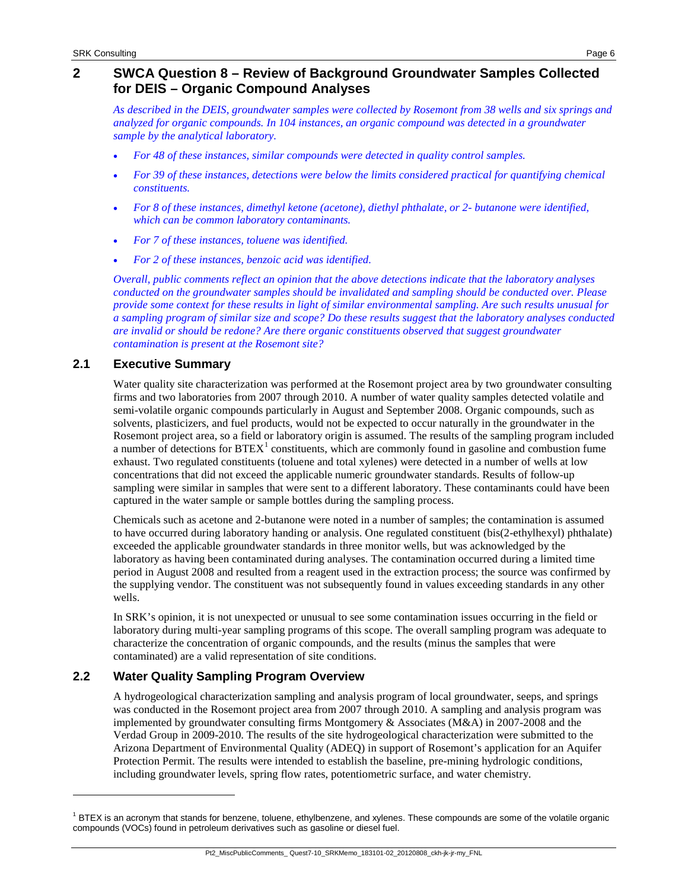## 2 SWCA Question 8 – Review of Background Groundwater Samples Collected for DEIS – Organic Compound Analyses

*As described in the DEIS, groundwater samples were collected by Rosemont from 38 wells and six springs and analyzed for organic compounds. In 104 instances, an organic compound was detected in a groundwater sample by the analytical laboratory.*

- *For 48 of these instances, similar compounds were detected in quality control samples.*
- *For 39 of these instances, detections were below the limits considered practical for quantifying chemical constituents.*
- *For 8 of these instances, dimethyl ketone (acetone), diethyl phthalate, or 2- butanone were identified, which can be common laboratory contaminants.*
- *For 7 of these instances, toluene was identified.*
- *For 2 of these instances, benzoic acid was identified.*

*Overall, public comments reflect an opinion that the above detections indicate that the laboratory analyses conducted on the groundwater samples should be invalidated and sampling should be conducted over. Please provide some context for these results in light of similar environmental sampling. Are such results unusual for a sampling program of similar size and scope? Do these results suggest that the laboratory analyses conducted are invalid or should be redone? Are there organic constituents observed that suggest groundwater contamination is present at the Rosemont site?*

### 2.1 Executive Summary

Water quality site characterization was performed at the Rosemont project area by two groundwater consulting firms and two laboratories from 2007 through 2010. A number of water quality samples detected volatile and semi-volatile organic compounds particularly in August and September 2008. Organic compounds, such as solvents, plasticizers, and fuel products, would not be expected to occur naturally in the groundwater in the Rosemont project area, so a field or laboratory origin is assumed. The results of the sampling program included a number of detections for BTEX[1] constituents, which are commonly found in gasoline and combustion fume exhaust. Two regulated constituents (toluene and total xylenes) were detected in a number of wells at low concentrations that did not exceed the applicable numeric groundwater standards. Results of follow-up sampling were similar in samples that were sent to a different laboratory. These contaminants could have been captured in the water sample or sample bottles during the sampling process.

Chemicals such as acetone and 2-butanone were noted in a number of samples; the contamination is assumed to have occurred during laboratory handing or analysis. One regulated constituent (bis(2-ethylhexyl) phthalate) exceeded the applicable groundwater standards in three monitor wells, but was acknowledged by the laboratory as having been contaminated during analyses. The contamination occurred during a limited time period in August 2008 and resulted from a reagent used in the extraction process; the source was confirmed by the supplying vendor. The constituent was not subsequently found in values exceeding standards in any other wells.

In SRK's opinion, it is not unexpected or unusual to see some contamination issues occurring in the field or laboratory during multi-year sampling programs of this scope. The overall sampling program was adequate to characterize the concentration of organic compounds, and the results (minus the samples that were contaminated) are a valid representation of site conditions.

### 2.2 Water Quality Sampling Program Overview

A hydrogeological characterization sampling and analysis program of local groundwater, seeps, and springs was conducted in the Rosemont project area from 2007 through 2010. A sampling and analysis program was implemented by groundwater consulting firms Montgomery & Associates (M&A) in 2007-2008 and the Verdad Group in 2009-2010. The results of the site hydrogeological characterization were submitted to the Arizona Department of Environmental Quality (ADEQ) in support of Rosemont's application for an Aquifer Protection Permit. The results were intended to establish the baseline, pre-mining hydrologic conditions, including groundwater levels, spring flow rates, potentiometric surface, and water chemistry.

---

[1] BTEX is an acronym that stands for benzene, toluene, ethylbenzene, and xylenes. These compounds are some of the volatile organic compounds (VOCs) found in petroleum derivatives such as gasoline or diesel fuel.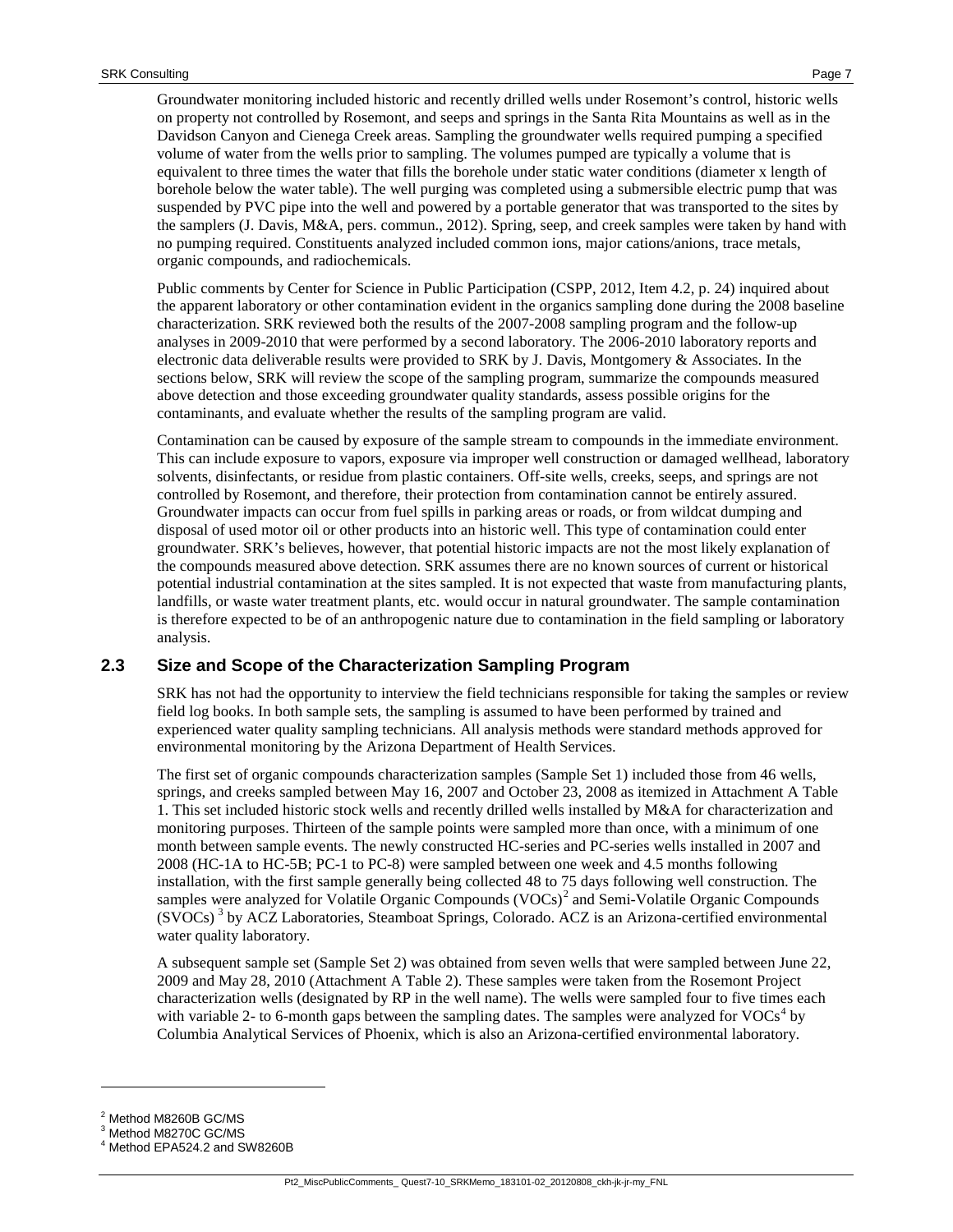Groundwater monitoring included historic and recently drilled wells under Rosemont's control, historic wells on property not controlled by Rosemont, and seeps and springs in the Santa Rita Mountains as well as in the Davidson Canyon and Cienega Creek areas. Sampling the groundwater wells required pumping a specified volume of water from the wells prior to sampling. The volumes pumped are typically a volume that is equivalent to three times the water that fills the borehole under static water conditions (diameter x length of borehole below the water table). The well purging was completed using a submersible electric pump that was suspended by PVC pipe into the well and powered by a portable generator that was transported to the sites by the samplers (J. Davis, M&A, pers. commun., 2012). Spring, seep, and creek samples were taken by hand with no pumping required. Constituents analyzed included common ions, major cations/anions, trace metals, organic compounds, and radiochemicals.

Public comments by Center for Science in Public Participation (CSPP, 2012, Item 4.2, p. 24) inquired about the apparent laboratory or other contamination evident in the organics sampling done during the 2008 baseline characterization. SRK reviewed both the results of the 2007-2008 sampling program and the follow-up analyses in 2009-2010 that were performed by a second laboratory. The 2006-2010 laboratory reports and electronic data deliverable results were provided to SRK by J. Davis, Montgomery & Associates. In the sections below, SRK will review the scope of the sampling program, summarize the compounds measured above detection and those exceeding groundwater quality standards, assess possible origins for the contaminants, and evaluate whether the results of the sampling program are valid.

Contamination can be caused by exposure of the sample stream to compounds in the immediate environment. This can include exposure to vapors, exposure via improper well construction or damaged wellhead, laboratory solvents, disinfectants, or residue from plastic containers. Off-site wells, creeks, seeps, and springs are not controlled by Rosemont, and therefore, their protection from contamination cannot be entirely assured. Groundwater impacts can occur from fuel spills in parking areas or roads, or from wildcat dumping and disposal of used motor oil or other products into an historic well. This type of contamination could enter groundwater. SRK's believes, however, that potential historic impacts are not the most likely explanation of the compounds measured above detection. SRK assumes there are no known sources of current or historical potential industrial contamination at the sites sampled. It is not expected that waste from manufacturing plants, landfills, or waste water treatment plants, etc. would occur in natural groundwater. The sample contamination is therefore expected to be of an anthropogenic nature due to contamination in the field sampling or laboratory analysis.

## 2.3 Size and Scope of the Characterization Sampling Program

SRK has not had the opportunity to interview the field technicians responsible for taking the samples or review field log books. In both sample sets, the sampling is assumed to have been performed by trained and experienced water quality sampling technicians. All analysis methods were standard methods approved for environmental monitoring by the Arizona Department of Health Services.

The first set of organic compounds characterization samples (Sample Set 1) included those from 46 wells, springs, and creeks sampled between May 16, 2007 and October 23, 2008 as itemized in Attachment A Table 1. This set included historic stock wells and recently drilled wells installed by M&A for characterization and monitoring purposes. Thirteen of the sample points were sampled more than once, with a minimum of one month between sample events. The newly constructed HC-series and PC-series wells installed in 2007 and 2008 (HC-1A to HC-5B; PC-1 to PC-8) were sampled between one week and 4.5 months following installation, with the first sample generally being collected 48 to 75 days following well construction. The samples were analyzed for Volatile Organic Compounds (VOCs)[2] and Semi-Volatile Organic Compounds (SVOCs)[3] by ACZ Laboratories, Steamboat Springs, Colorado. ACZ is an Arizona-certified environmental water quality laboratory.

A subsequent sample set (Sample Set 2) was obtained from seven wells that were sampled between June 22, 2009 and May 28, 2010 (Attachment A Table 2). These samples were taken from the Rosemont Project characterization wells (designated by RP in the well name). The wells were sampled four to five times each with variable 2- to 6-month gaps between the sampling dates. The samples were analyzed for VOCs[4] by Columbia Analytical Services of Phoenix, which is also an Arizona-certified environmental laboratory.

---

[2] Method M8260B GC/MS
[3] Method M8270C GC/MS
[4] Method EPA524.2 and SW8260B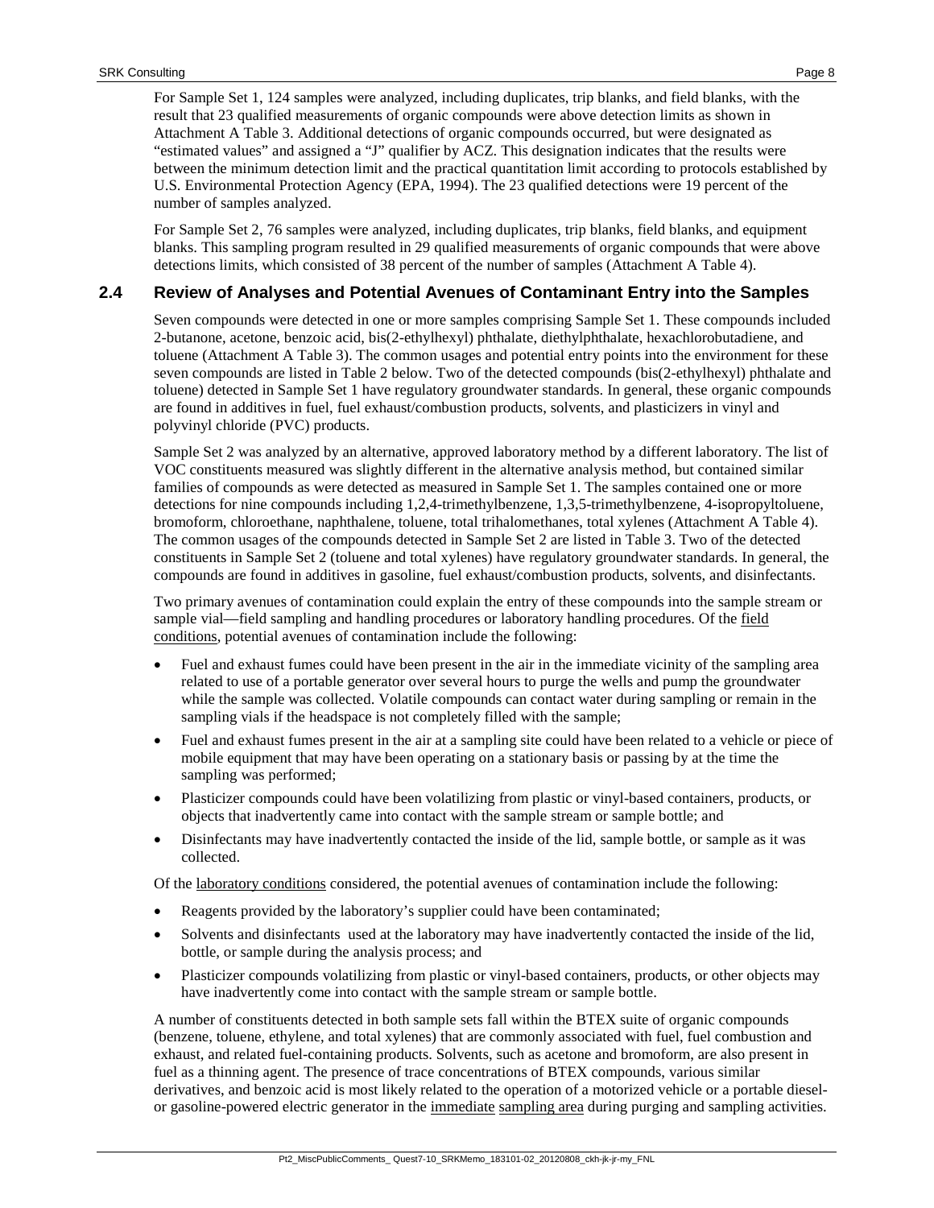For Sample Set 1, 124 samples were analyzed, including duplicates, trip blanks, and field blanks, with the result that 23 qualified measurements of organic compounds were above detection limits as shown in Attachment A Table 3. Additional detections of organic compounds occurred, but were designated as "estimated values" and assigned a "J" qualifier by ACZ. This designation indicates that the results were between the minimum detection limit and the practical quantitation limit according to protocols established by U.S. Environmental Protection Agency (EPA, 1994). The 23 qualified detections were 19 percent of the number of samples analyzed.

For Sample Set 2, 76 samples were analyzed, including duplicates, trip blanks, field blanks, and equipment blanks. This sampling program resulted in 29 qualified measurements of organic compounds that were above detections limits, which consisted of 38 percent of the number of samples (Attachment A Table 4).

## 2.4 Review of Analyses and Potential Avenues of Contaminant Entry into the Samples

Seven compounds were detected in one or more samples comprising Sample Set 1. These compounds included 2-butanone, acetone, benzoic acid, bis(2-ethylhexyl) phthalate, diethylphthalate, hexachlorobutadiene, and toluene (Attachment A Table 3). The common usages and potential entry points into the environment for these seven compounds are listed in Table 2 below. Two of the detected compounds (bis(2-ethylhexyl) phthalate and toluene) detected in Sample Set 1 have regulatory groundwater standards. In general, these organic compounds are found in additives in fuel, fuel exhaust/combustion products, solvents, and plasticizers in vinyl and polyvinyl chloride (PVC) products.

Sample Set 2 was analyzed by an alternative, approved laboratory method by a different laboratory. The list of VOC constituents measured was slightly different in the alternative analysis method, but contained similar families of compounds as were detected as measured in Sample Set 1. The samples contained one or more detections for nine compounds including 1,2,4-trimethylbenzene, 1,3,5-trimethylbenzene, 4-isopropyltoluene, bromoform, chloroethane, naphthalene, toluene, total trihalomethanes, total xylenes (Attachment A Table 4). The common usages of the compounds detected in Sample Set 2 are listed in Table 3. Two of the detected constituents in Sample Set 2 (toluene and total xylenes) have regulatory groundwater standards. In general, the compounds are found in additives in gasoline, fuel exhaust/combustion products, solvents, and disinfectants.

Two primary avenues of contamination could explain the entry of these compounds into the sample stream or sample vial—field sampling and handling procedures or laboratory handling procedures. Of the field conditions, potential avenues of contamination include the following:

- Fuel and exhaust fumes could have been present in the air in the immediate vicinity of the sampling area related to use of a portable generator over several hours to purge the wells and pump the groundwater while the sample was collected. Volatile compounds can contact water during sampling or remain in the sampling vials if the headspace is not completely filled with the sample;
- Fuel and exhaust fumes present in the air at a sampling site could have been related to a vehicle or piece of mobile equipment that may have been operating on a stationary basis or passing by at the time the sampling was performed;
- Plasticizer compounds could have been volatilizing from plastic or vinyl-based containers, products, or objects that inadvertently came into contact with the sample stream or sample bottle; and
- Disinfectants may have inadvertently contacted the inside of the lid, sample bottle, or sample as it was collected.

Of the laboratory conditions considered, the potential avenues of contamination include the following:

- Reagents provided by the laboratory's supplier could have been contaminated;
- Solvents and disinfectants used at the laboratory may have inadvertently contacted the inside of the lid, bottle, or sample during the analysis process; and
- Plasticizer compounds volatilizing from plastic or vinyl-based containers, products, or other objects may have inadvertently come into contact with the sample stream or sample bottle.

A number of constituents detected in both sample sets fall within the BTEX suite of organic compounds (benzene, toluene, ethylene, and total xylenes) that are commonly associated with fuel, fuel combustion and exhaust, and related fuel-containing products. Solvents, such as acetone and bromoform, are also present in fuel as a thinning agent. The presence of trace concentrations of BTEX compounds, various similar derivatives, and benzoic acid is most likely related to the operation of a motorized vehicle or a portable diesel- or gasoline-powered electric generator in the immediate sampling area during purging and sampling activities.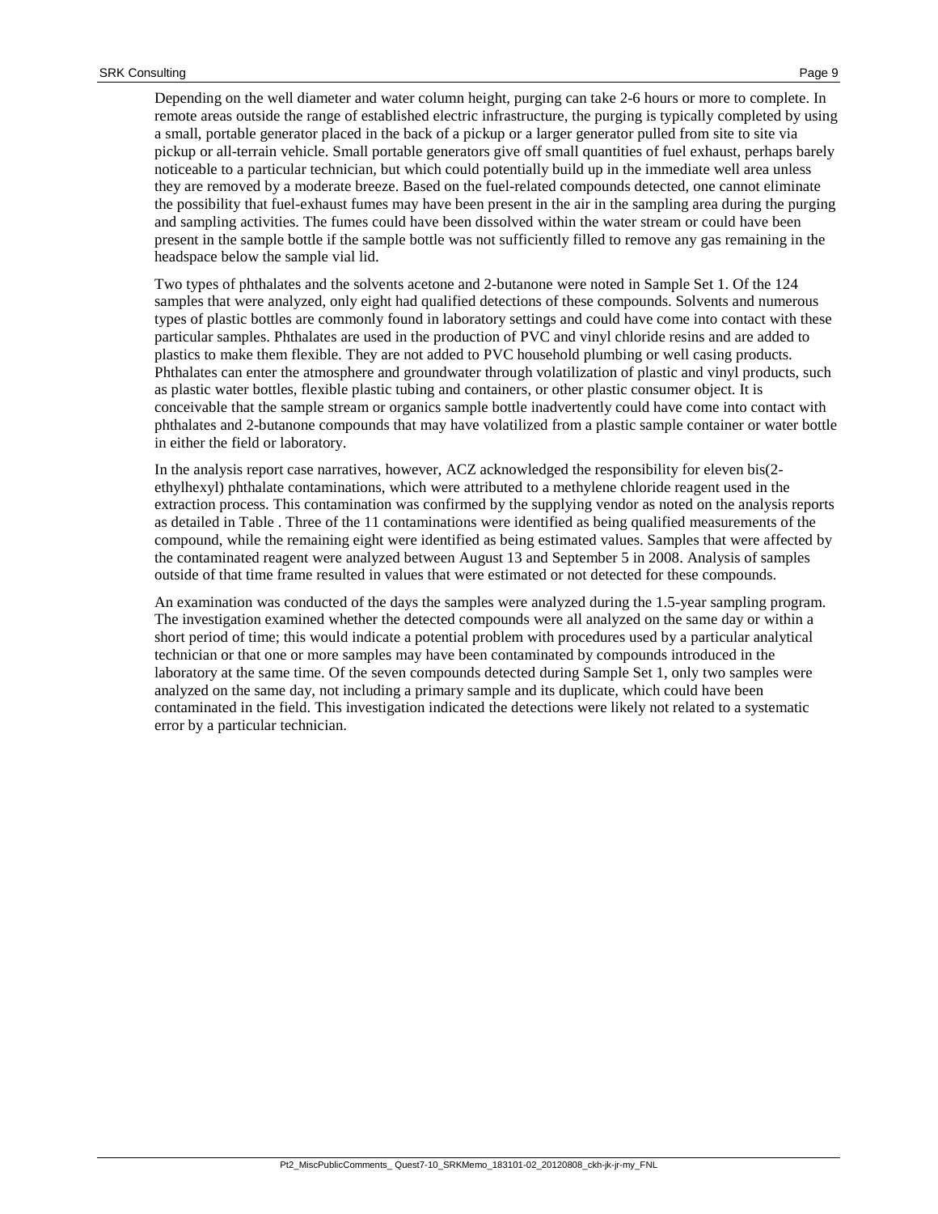Depending on the well diameter and water column height, purging can take 2-6 hours or more to complete. In remote areas outside the range of established electric infrastructure, the purging is typically completed by using a small, portable generator placed in the back of a pickup or a larger generator pulled from site to site via pickup or all-terrain vehicle. Small portable generators give off small quantities of fuel exhaust, perhaps barely noticeable to a particular technician, but which could potentially build up in the immediate well area unless they are removed by a moderate breeze. Based on the fuel-related compounds detected, one cannot eliminate the possibility that fuel-exhaust fumes may have been present in the air in the sampling area during the purging and sampling activities. The fumes could have been dissolved within the water stream or could have been present in the sample bottle if the sample bottle was not sufficiently filled to remove any gas remaining in the headspace below the sample vial lid.

Two types of phthalates and the solvents acetone and 2-butanone were noted in Sample Set 1. Of the 124 samples that were analyzed, only eight had qualified detections of these compounds. Solvents and numerous types of plastic bottles are commonly found in laboratory settings and could have come into contact with these particular samples. Phthalates are used in the production of PVC and vinyl chloride resins and are added to plastics to make them flexible. They are not added to PVC household plumbing or well casing products. Phthalates can enter the atmosphere and groundwater through volatilization of plastic and vinyl products, such as plastic water bottles, flexible plastic tubing and containers, or other plastic consumer object. It is conceivable that the sample stream or organics sample bottle inadvertently could have come into contact with phthalates and 2-butanone compounds that may have volatilized from a plastic sample container or water bottle in either the field or laboratory.

In the analysis report case narratives, however, ACZ acknowledged the responsibility for eleven bis(2-ethylhexyl) phthalate contaminations, which were attributed to a methylene chloride reagent used in the extraction process. This contamination was confirmed by the supplying vendor as noted on the analysis reports as detailed in Table . Three of the 11 contaminations were identified as being qualified measurements of the compound, while the remaining eight were identified as being estimated values. Samples that were affected by the contaminated reagent were analyzed between August 13 and September 5 in 2008. Analysis of samples outside of that time frame resulted in values that were estimated or not detected for these compounds.

An examination was conducted of the days the samples were analyzed during the 1.5-year sampling program. The investigation examined whether the detected compounds were all analyzed on the same day or within a short period of time; this would indicate a potential problem with procedures used by a particular analytical technician or that one or more samples may have been contaminated by compounds introduced in the laboratory at the same time. Of the seven compounds detected during Sample Set 1, only two samples were analyzed on the same day, not including a primary sample and its duplicate, which could have been contaminated in the field. This investigation indicated the detections were likely not related to a systematic error by a particular technician.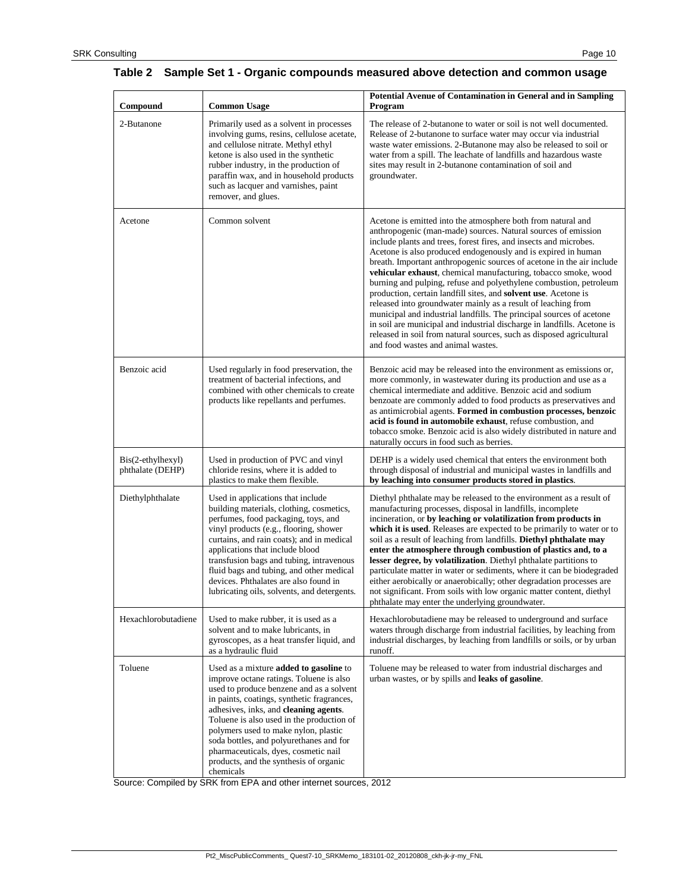**Table 2 Sample Set 1 - Organic compounds measured above detection and common usage**

| Compound | Common Usage | Potential Avenue of Contamination in General and in Sampling Program |
|---|---|---|
| 2-Butanone | Primarily used as a solvent in processes involving gums, resins, cellulose acetate, and cellulose nitrate. Methyl ethyl ketone is also used in the synthetic rubber industry, in the production of paraffin wax, and in household products such as lacquer and varnishes, paint remover, and glues. | The release of 2-butanone to water or soil is not well documented. Release of 2-butanone to surface water may occur via industrial waste water emissions. 2-Butanone may also be released to soil or water from a spill. The leachate of landfills and hazardous waste sites may result in 2-butanone contamination of soil and groundwater. |
| Acetone | Common solvent | Acetone is emitted into the atmosphere both from natural and anthropogenic (man-made) sources. Natural sources of emission include plants and trees, forest fires, and insects and microbes. Acetone is also produced endogenously and is expired in human breath. Important anthropogenic sources of acetone in the air include **vehicular exhaust**, chemical manufacturing, tobacco smoke, wood burning and pulping, refuse and polyethylene combustion, petroleum production, certain landfill sites, and **solvent use**. Acetone is released into groundwater mainly as a result of leaching from municipal and industrial landfills. The principal sources of acetone in soil are municipal and industrial discharge in landfills. Acetone is released in soil from natural sources, such as disposed agricultural and food wastes and animal wastes. |
| Benzoic acid | Used regularly in food preservation, the treatment of bacterial infections, and combined with other chemicals to create products like repellants and perfumes. | Benzoic acid may be released into the environment as emissions or, more commonly, in wastewater during its production and use as a chemical intermediate and additive. Benzoic acid and sodium benzoate are commonly added to food products as preservatives and as antimicrobial agents. **Formed in combustion processes, benzoic acid is found in automobile exhaust**, refuse combustion, and tobacco smoke. Benzoic acid is also widely distributed in nature and naturally occurs in food such as berries. |
| Bis(2-ethylhexyl) phthalate (DEHP) | Used in production of PVC and vinyl chloride resins, where it is added to plastics to make them flexible. | DEHP is a widely used chemical that enters the environment both through disposal of industrial and municipal wastes in landfills and **by leaching into consumer products stored in plastics**. |
| Diethylphthalate | Used in applications that include building materials, clothing, cosmetics, perfumes, food packaging, toys, and vinyl products (e.g., flooring, shower curtains, and rain coats); and in medical applications that include blood transfusion bags and tubing, intravenous fluid bags and tubing, and other medical devices. Phthalates are also found in lubricating oils, solvents, and detergents. | Diethyl phthalate may be released to the environment as a result of manufacturing processes, disposal in landfills, incomplete incineration, or **by leaching or volatilization from products in which it is used**. Releases are expected to be primarily to water or to soil as a result of leaching from landfills. **Diethyl phthalate may enter the atmosphere through combustion of plastics and, to a lesser degree, by volatilization**. Diethyl phthalate partitions to particulate matter in water or sediments, where it can be biodegraded either aerobically or anaerobically; other degradation processes are not significant. From soils with low organic matter content, diethyl phthalate may enter the underlying groundwater. |
| Hexachlorobutadiene | Used to make rubber, it is used as a solvent and to make lubricants, in gyroscopes, as a heat transfer liquid, and as a hydraulic fluid | Hexachlorobutadiene may be released to underground and surface waters through discharge from industrial facilities, by leaching from industrial discharges, by leaching from landfills or soils, or by urban runoff. |
| Toluene | Used as a mixture **added to gasoline** to improve octane ratings. Toluene is also used to produce benzene and as a solvent in paints, coatings, synthetic fragrances, adhesives, inks, and **cleaning agents**. Toluene is also used in the production of polymers used to make nylon, plastic soda bottles, and polyurethanes and for pharmaceuticals, dyes, cosmetic nail products, and the synthesis of organic chemicals | Toluene may be released to water from industrial discharges and urban wastes, or by spills and **leaks of gasoline**. |

Source: Compiled by SRK from EPA and other internet sources, 2012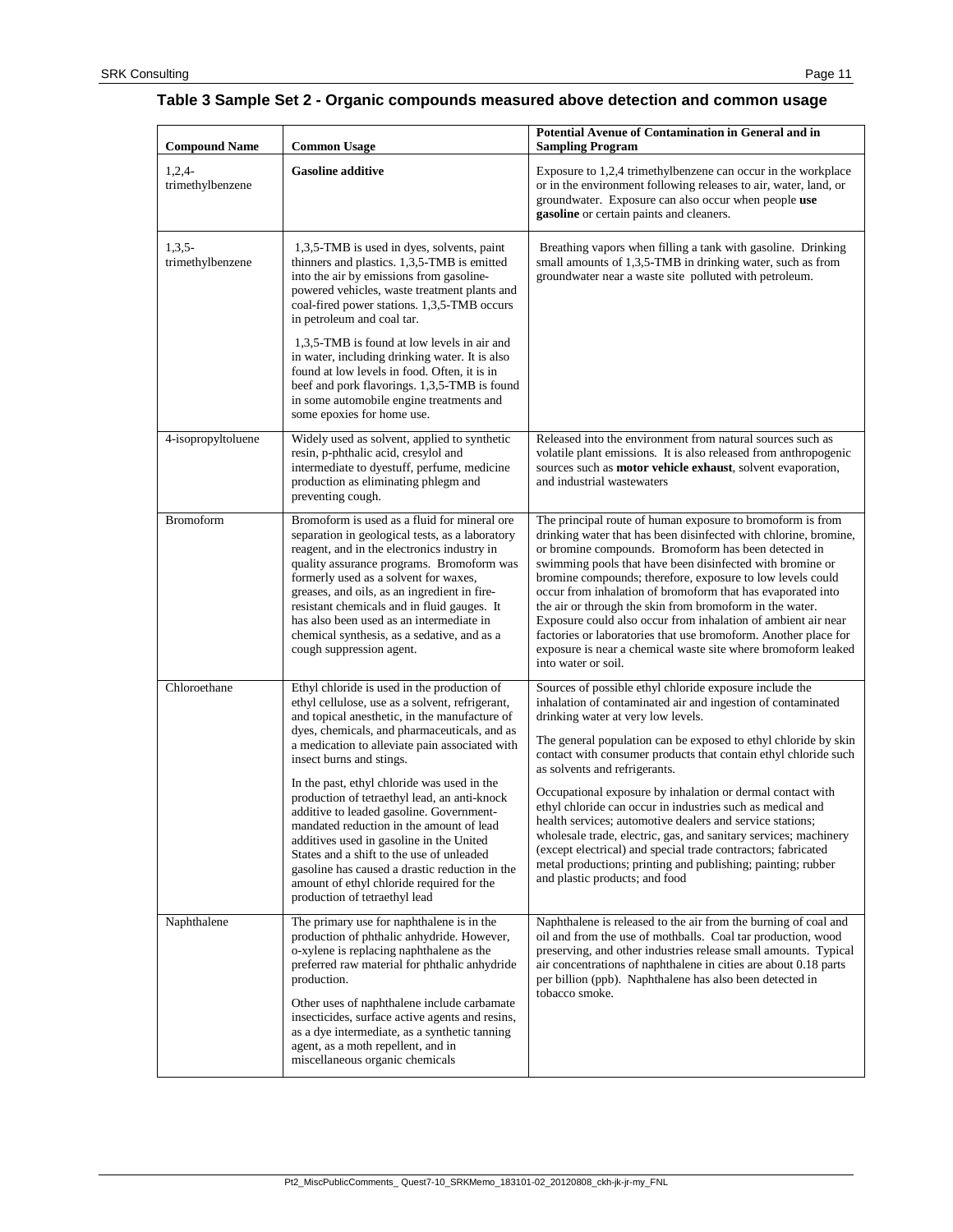### Table 3 Sample Set 2 - Organic compounds measured above detection and common usage

| Compound Name | Common Usage | Potential Avenue of Contamination in General and in Sampling Program |
|---|---|---|
| 1,2,4-trimethylbenzene | **Gasoline additive** | Exposure to 1,2,4 trimethylbenzene can occur in the workplace or in the environment following releases to air, water, land, or groundwater. Exposure can also occur when people **use gasoline** or certain paints and cleaners. |
| 1,3,5-trimethylbenzene | 1,3,5-TMB is used in dyes, solvents, paint thinners and plastics. 1,3,5-TMB is emitted into the air by emissions from gasoline-powered vehicles, waste treatment plants and coal-fired power stations. 1,3,5-TMB occurs in petroleum and coal tar.<br><br>1,3,5-TMB is found at low levels in air and in water, including drinking water. It is also found at low levels in food. Often, it is in beef and pork flavorings. 1,3,5-TMB is found in some automobile engine treatments and some epoxies for home use. | Breathing vapors when filling a tank with gasoline. Drinking small amounts of 1,3,5-TMB in drinking water, such as from groundwater near a waste site polluted with petroleum. |
| 4-isopropyltoluene | Widely used as solvent, applied to synthetic resin, p-phthalic acid, cresylol and intermediate to dyestuff, perfume, medicine production as eliminating phlegm and preventing cough. | Released into the environment from natural sources such as volatile plant emissions. It is also released from anthropogenic sources such as **motor vehicle exhaust**, solvent evaporation, and industrial wastewaters |
| Bromoform | Bromoform is used as a fluid for mineral ore separation in geological tests, as a laboratory reagent, and in the electronics industry in quality assurance programs. Bromoform was formerly used as a solvent for waxes, greases, and oils, as an ingredient in fire-resistant chemicals and in fluid gauges. It has also been used as an intermediate in chemical synthesis, as a sedative, and as a cough suppression agent. | The principal route of human exposure to bromoform is from drinking water that has been disinfected with chlorine, bromine, or bromine compounds. Bromoform has been detected in swimming pools that have been disinfected with bromine or bromine compounds; therefore, exposure to low levels could occur from inhalation of bromoform that has evaporated into the air or through the skin from bromoform in the water. Exposure could also occur from inhalation of ambient air near factories or laboratories that use bromoform. Another place for exposure is near a chemical waste site where bromoform leaked into water or soil. |
| Chloroethane | Ethyl chloride is used in the production of ethyl cellulose, use as a solvent, refrigerant, and topical anesthetic, in the manufacture of dyes, chemicals, and pharmaceuticals, and as a medication to alleviate pain associated with insect burns and stings.<br><br>In the past, ethyl chloride was used in the production of tetraethyl lead, an anti-knock additive to leaded gasoline. Government-mandated reduction in the amount of lead additives used in gasoline in the United States and a shift to the use of unleaded gasoline has caused a drastic reduction in the amount of ethyl chloride required for the production of tetraethyl lead | Sources of possible ethyl chloride exposure include the inhalation of contaminated air and ingestion of contaminated drinking water at very low levels.<br><br>The general population can be exposed to ethyl chloride by skin contact with consumer products that contain ethyl chloride such as solvents and refrigerants.<br><br>Occupational exposure by inhalation or dermal contact with ethyl chloride can occur in industries such as medical and health services; automotive dealers and service stations; wholesale trade, electric, gas, and sanitary services; machinery (except electrical) and special trade contractors; fabricated metal productions; printing and publishing; painting; rubber and plastic products; and food |
| Naphthalene | The primary use for naphthalene is in the production of phthalic anhydride. However, o-xylene is replacing naphthalene as the preferred raw material for phthalic anhydride production.<br><br>Other uses of naphthalene include carbamate insecticides, surface active agents and resins, as a dye intermediate, as a synthetic tanning agent, as a moth repellent, and in miscellaneous organic chemicals | Naphthalene is released to the air from the burning of coal and oil and from the use of mothballs. Coal tar production, wood preserving, and other industries release small amounts. Typical air concentrations of naphthalene in cities are about 0.18 parts per billion (ppb). Naphthalene has also been detected in tobacco smoke. |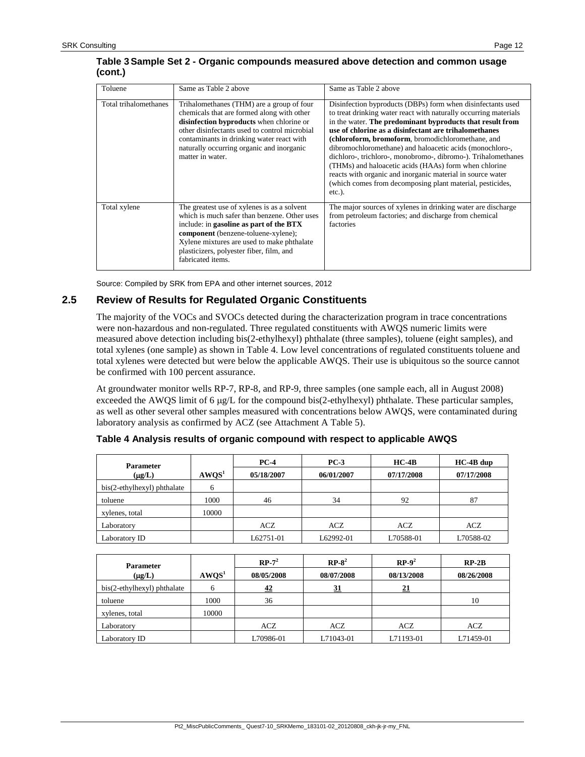**Table 3 Sample Set 2 - Organic compounds measured above detection and common usage (cont.)**

| | | |
|---|---|---|
| Toluene | Same as Table 2 above | Same as Table 2 above |
| Total trihalomethanes | Trihalomethanes (THM) are a group of four chemicals that are formed along with other **disinfection byproducts** when chlorine or other disinfectants used to control microbial contaminants in drinking water react with naturally occurring organic and inorganic matter in water. | Disinfection byproducts (DBPs) form when disinfectants used to treat drinking water react with naturally occurring materials in the water. **The predominant byproducts that result from use of chlorine as a disinfectant are trihalomethanes (chloroform, bromoform**, bromodichloromethane, and dibromochloromethane) and haloacetic acids (monochloro-, dichloro-, trichloro-, monobromo-, dibromo-). Trihalomethanes (THMs) and haloacetic acids (HAAs) form when chlorine reacts with organic and inorganic material in source water (which comes from decomposing plant material, pesticides, etc.). |
| Total xylene | The greatest use of xylenes is as a solvent which is much safer than benzene. Other uses include: in **gasoline as part of the BTX component** (benzene-toluene-xylene); Xylene mixtures are used to make phthalate plasticizers, polyester fiber, film, and fabricated items. | The major sources of xylenes in drinking water are discharge from petroleum factories; and discharge from chemical factories |

Source: Compiled by SRK from EPA and other internet sources, 2012

## 2.5 Review of Results for Regulated Organic Constituents

The majority of the VOCs and SVOCs detected during the characterization program in trace concentrations were non-hazardous and non-regulated. Three regulated constituents with AWQS numeric limits were measured above detection including bis(2-ethylhexyl) phthalate (three samples), toluene (eight samples), and total xylenes (one sample) as shown in Table 4. Low level concentrations of regulated constituents toluene and total xylenes were detected but were below the applicable AWQS. Their use is ubiquitous so the source cannot be confirmed with 100 percent assurance.

At groundwater monitor wells RP-7, RP-8, and RP-9, three samples (one sample each, all in August 2008) exceeded the AWQS limit of 6 μg/L for the compound bis(2-ethylhexyl) phthalate. These particular samples, as well as other several other samples measured with concentrations below AWQS, were contaminated during laboratory analysis as confirmed by ACZ (see Attachment A Table 5).

**Table 4 Analysis results of organic compound with respect to applicable AWQS**

| Parameter (μg/L) | AWQS[1] | PC-4 05/18/2007 | PC-3 06/01/2007 | HC-4B 07/17/2008 | HC-4B dup 07/17/2008 |
|---|---|---|---|---|---|
| bis(2-ethylhexyl) phthalate | 6 | | | | |
| toluene | 1000 | 46 | 34 | 92 | 87 |
| xylenes, total | 10000 | | | | |
| Laboratory | | ACZ | ACZ | ACZ | ACZ |
| Laboratory ID | | L62751-01 | L62992-01 | L70588-01 | L70588-02 |

| Parameter (μg/L) | AWQS[1] | RP-7[2] 08/05/2008 | RP-8[2] 08/07/2008 | RP-9[2] 08/13/2008 | RP-2B 08/26/2008 |
|---|---|---|---|---|---|
| bis(2-ethylhexyl) phthalate | 6 | **42** | **31** | **21** | |
| toluene | 1000 | 36 | | | 10 |
| xylenes, total | 10000 | | | | |
| Laboratory | | ACZ | ACZ | ACZ | ACZ |
| Laboratory ID | | L70986-01 | L71043-01 | L71193-01 | L71459-01 |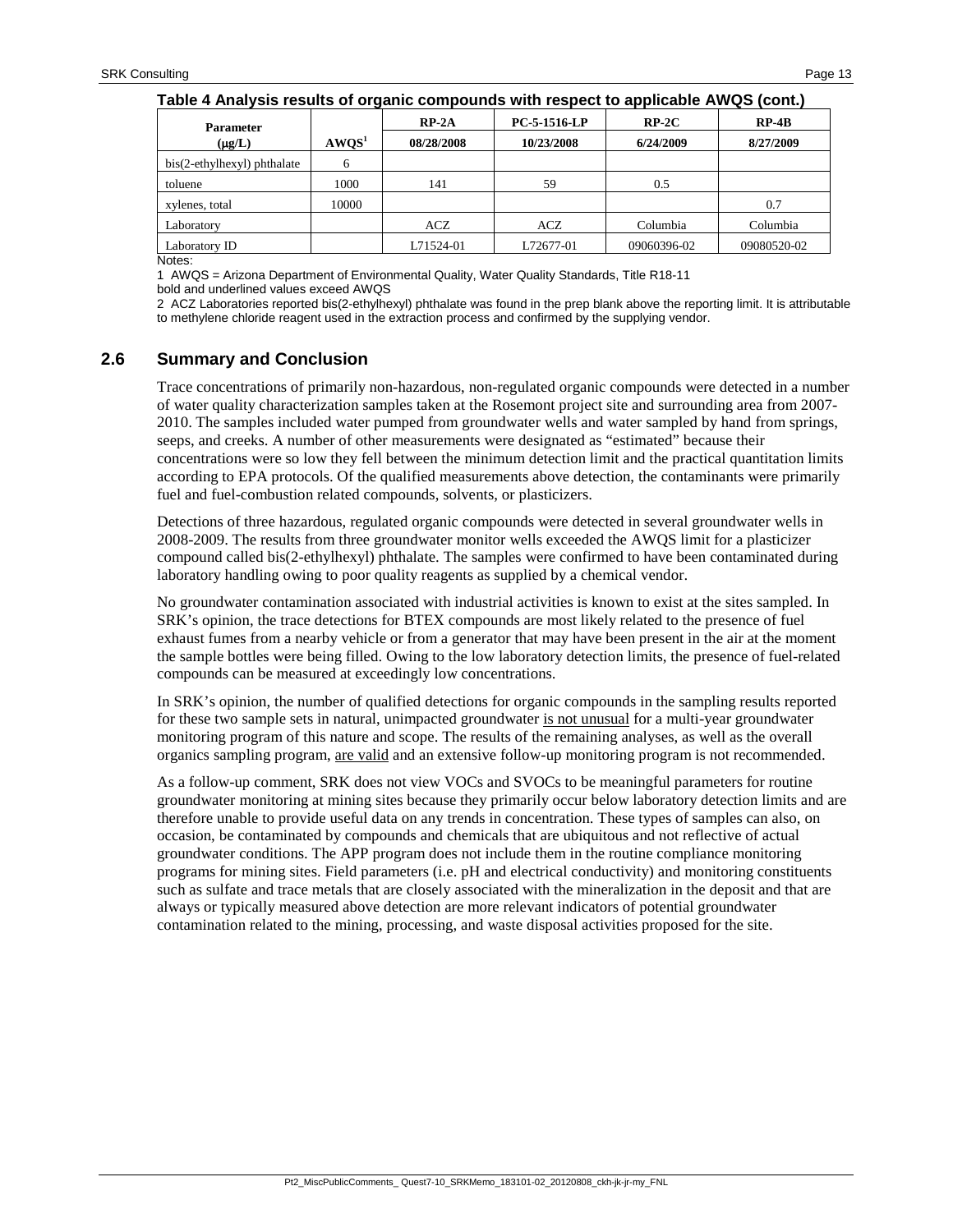**Table 4 Analysis results of organic compounds with respect to applicable AWQS (cont.)**

| Parameter (µg/L) | AWQS[1] | RP-2A 08/28/2008 | PC-5-1516-LP 10/23/2008 | RP-2C 6/24/2009 | RP-4B 8/27/2009 |
|---|---|---|---|---|---|
| bis(2-ethylhexyl) phthalate | 6 | | | | |
| toluene | 1000 | 141 | 59 | 0.5 | |
| xylenes, total | 10000 | | | | 0.7 |
| Laboratory | | ACZ | ACZ | Columbia | Columbia |
| Laboratory ID | | L71524-01 | L72677-01 | 09060396-02 | 09080520-02 |

Notes:

1 AWQS = Arizona Department of Environmental Quality, Water Quality Standards, Title R18-11
bold and underlined values exceed AWQS

2 ACZ Laboratories reported bis(2-ethylhexyl) phthalate was found in the prep blank above the reporting limit. It is attributable to methylene chloride reagent used in the extraction process and confirmed by the supplying vendor.

## 2.6 Summary and Conclusion

Trace concentrations of primarily non-hazardous, non-regulated organic compounds were detected in a number of water quality characterization samples taken at the Rosemont project site and surrounding area from 2007-2010. The samples included water pumped from groundwater wells and water sampled by hand from springs, seeps, and creeks. A number of other measurements were designated as "estimated" because their concentrations were so low they fell between the minimum detection limit and the practical quantitation limits according to EPA protocols. Of the qualified measurements above detection, the contaminants were primarily fuel and fuel-combustion related compounds, solvents, or plasticizers.

Detections of three hazardous, regulated organic compounds were detected in several groundwater wells in 2008-2009. The results from three groundwater monitor wells exceeded the AWQS limit for a plasticizer compound called bis(2-ethylhexyl) phthalate. The samples were confirmed to have been contaminated during laboratory handling owing to poor quality reagents as supplied by a chemical vendor.

No groundwater contamination associated with industrial activities is known to exist at the sites sampled. In SRK's opinion, the trace detections for BTEX compounds are most likely related to the presence of fuel exhaust fumes from a nearby vehicle or from a generator that may have been present in the air at the moment the sample bottles were being filled. Owing to the low laboratory detection limits, the presence of fuel-related compounds can be measured at exceedingly low concentrations.

In SRK's opinion, the number of qualified detections for organic compounds in the sampling results reported for these two sample sets in natural, unimpacted groundwater is not unusual for a multi-year groundwater monitoring program of this nature and scope. The results of the remaining analyses, as well as the overall organics sampling program, are valid and an extensive follow-up monitoring program is not recommended.

As a follow-up comment, SRK does not view VOCs and SVOCs to be meaningful parameters for routine groundwater monitoring at mining sites because they primarily occur below laboratory detection limits and are therefore unable to provide useful data on any trends in concentration. These types of samples can also, on occasion, be contaminated by compounds and chemicals that are ubiquitous and not reflective of actual groundwater conditions. The APP program does not include them in the routine compliance monitoring programs for mining sites. Field parameters (i.e. pH and electrical conductivity) and monitoring constituents such as sulfate and trace metals that are closely associated with the mineralization in the deposit and that are always or typically measured above detection are more relevant indicators of potential groundwater contamination related to the mining, processing, and waste disposal activities proposed for the site.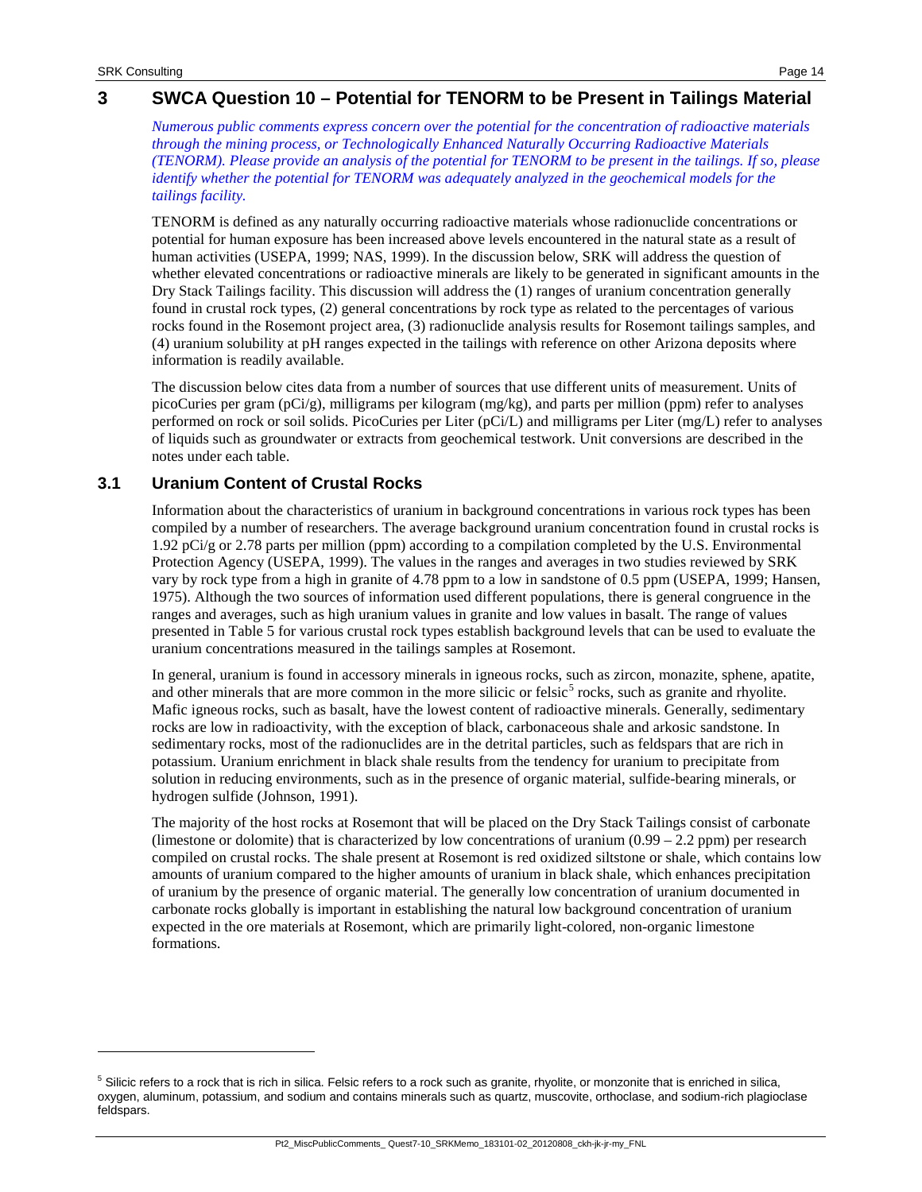# 3 SWCA Question 10 – Potential for TENORM to be Present in Tailings Material

*Numerous public comments express concern over the potential for the concentration of radioactive materials through the mining process, or Technologically Enhanced Naturally Occurring Radioactive Materials (TENORM). Please provide an analysis of the potential for TENORM to be present in the tailings. If so, please identify whether the potential for TENORM was adequately analyzed in the geochemical models for the tailings facility.*

TENORM is defined as any naturally occurring radioactive materials whose radionuclide concentrations or potential for human exposure has been increased above levels encountered in the natural state as a result of human activities (USEPA, 1999; NAS, 1999). In the discussion below, SRK will address the question of whether elevated concentrations or radioactive minerals are likely to be generated in significant amounts in the Dry Stack Tailings facility. This discussion will address the (1) ranges of uranium concentration generally found in crustal rock types, (2) general concentrations by rock type as related to the percentages of various rocks found in the Rosemont project area, (3) radionuclide analysis results for Rosemont tailings samples, and (4) uranium solubility at pH ranges expected in the tailings with reference on other Arizona deposits where information is readily available.

The discussion below cites data from a number of sources that use different units of measurement. Units of picoCuries per gram (pCi/g), milligrams per kilogram (mg/kg), and parts per million (ppm) refer to analyses performed on rock or soil solids. PicoCuries per Liter (pCi/L) and milligrams per Liter (mg/L) refer to analyses of liquids such as groundwater or extracts from geochemical testwork. Unit conversions are described in the notes under each table.

## 3.1 Uranium Content of Crustal Rocks

Information about the characteristics of uranium in background concentrations in various rock types has been compiled by a number of researchers. The average background uranium concentration found in crustal rocks is 1.92 pCi/g or 2.78 parts per million (ppm) according to a compilation completed by the U.S. Environmental Protection Agency (USEPA, 1999). The values in the ranges and averages in two studies reviewed by SRK vary by rock type from a high in granite of 4.78 ppm to a low in sandstone of 0.5 ppm (USEPA, 1999; Hansen, 1975). Although the two sources of information used different populations, there is general congruence in the ranges and averages, such as high uranium values in granite and low values in basalt. The range of values presented in Table 5 for various crustal rock types establish background levels that can be used to evaluate the uranium concentrations measured in the tailings samples at Rosemont.

In general, uranium is found in accessory minerals in igneous rocks, such as zircon, monazite, sphene, apatite, and other minerals that are more common in the more silicic or felsic[5] rocks, such as granite and rhyolite. Mafic igneous rocks, such as basalt, have the lowest content of radioactive minerals. Generally, sedimentary rocks are low in radioactivity, with the exception of black, carbonaceous shale and arkosic sandstone. In sedimentary rocks, most of the radionuclides are in the detrital particles, such as feldspars that are rich in potassium. Uranium enrichment in black shale results from the tendency for uranium to precipitate from solution in reducing environments, such as in the presence of organic material, sulfide-bearing minerals, or hydrogen sulfide (Johnson, 1991).

The majority of the host rocks at Rosemont that will be placed on the Dry Stack Tailings consist of carbonate (limestone or dolomite) that is characterized by low concentrations of uranium (0.99 – 2.2 ppm) per research compiled on crustal rocks. The shale present at Rosemont is red oxidized siltstone or shale, which contains low amounts of uranium compared to the higher amounts of uranium in black shale, which enhances precipitation of uranium by the presence of organic material. The generally low concentration of uranium documented in carbonate rocks globally is important in establishing the natural low background concentration of uranium expected in the ore materials at Rosemont, which are primarily light-colored, non-organic limestone formations.

---

[5] Silicic refers to a rock that is rich in silica. Felsic refers to a rock such as granite, rhyolite, or monzonite that is enriched in silica, oxygen, aluminum, potassium, and sodium and contains minerals such as quartz, muscovite, orthoclase, and sodium-rich plagioclase feldspars.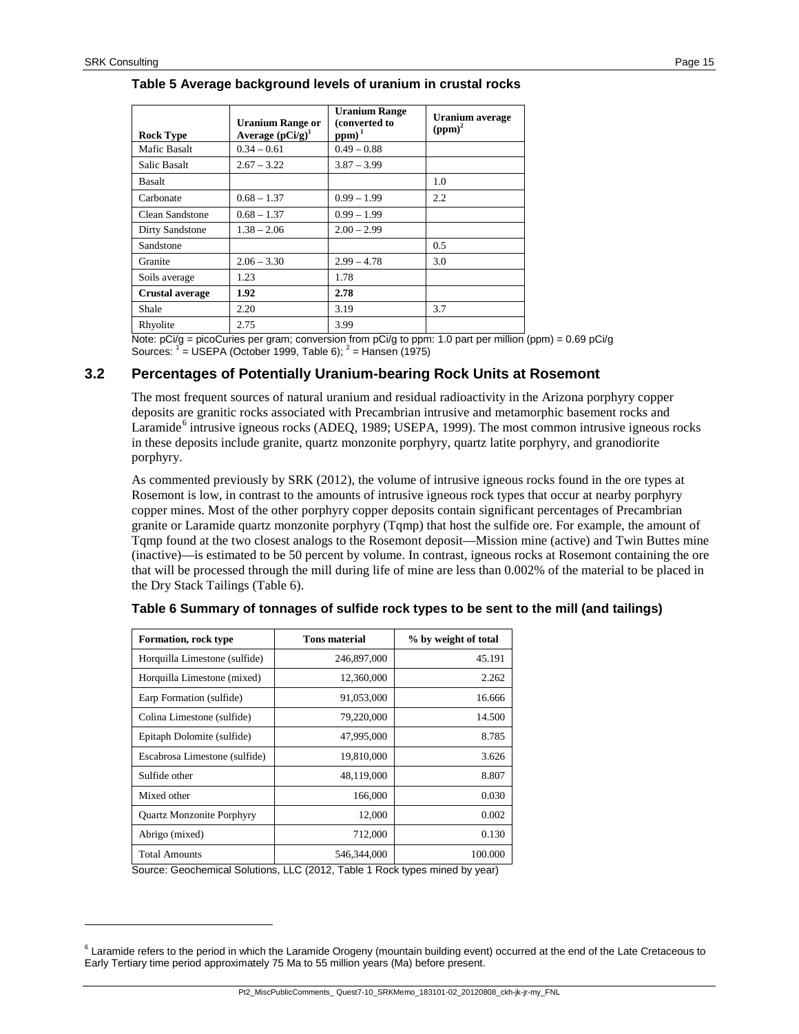**Table 5 Average background levels of uranium in crustal rocks**

| Rock Type | Uranium Range or Average (pCi/g)[1] | Uranium Range (converted to ppm)[1] | Uranium average (ppm)[2] |
|---|---|---|---|
| Mafic Basalt | 0.34 – 0.61 | 0.49 – 0.88 | |
| Salic Basalt | 2.67 – 3.22 | 3.87 – 3.99 | |
| Basalt | | | 1.0 |
| Carbonate | 0.68 – 1.37 | 0.99 – 1.99 | 2.2 |
| Clean Sandstone | 0.68 – 1.37 | 0.99 – 1.99 | |
| Dirty Sandstone | 1.38 – 2.06 | 2.00 – 2.99 | |
| Sandstone | | | 0.5 |
| Granite | 2.06 – 3.30 | 2.99 – 4.78 | 3.0 |
| Soils average | 1.23 | 1.78 | |
| **Crustal average** | **1.92** | **2.78** | |
| Shale | 2.20 | 3.19 | 3.7 |
| Rhyolite | 2.75 | 3.99 | |

Note: pCi/g = picoCuries per gram; conversion from pCi/g to ppm: 1.0 part per million (ppm) = 0.69 pCi/g
Sources: [1] = USEPA (October 1999, Table 6); [2] = Hansen (1975)

## 3.2 Percentages of Potentially Uranium-bearing Rock Units at Rosemont

The most frequent sources of natural uranium and residual radioactivity in the Arizona porphyry copper deposits are granitic rocks associated with Precambrian intrusive and metamorphic basement rocks and Laramide[6] intrusive igneous rocks (ADEQ, 1989; USEPA, 1999). The most common intrusive igneous rocks in these deposits include granite, quartz monzonite porphyry, quartz latite porphyry, and granodiorite porphyry.

As commented previously by SRK (2012), the volume of intrusive igneous rocks found in the ore types at Rosemont is low, in contrast to the amounts of intrusive igneous rock types that occur at nearby porphyry copper mines. Most of the other porphyry copper deposits contain significant percentages of Precambrian granite or Laramide quartz monzonite porphyry (Tqmp) that host the sulfide ore. For example, the amount of Tqmp found at the two closest analogs to the Rosemont deposit—Mission mine (active) and Twin Buttes mine (inactive)—is estimated to be 50 percent by volume. In contrast, igneous rocks at Rosemont containing the ore that will be processed through the mill during life of mine are less than 0.002% of the material to be placed in the Dry Stack Tailings (Table 6).

**Table 6 Summary of tonnages of sulfide rock types to be sent to the mill (and tailings)**

| Formation, rock type | Tons material | % by weight of total |
|---|---|---|
| Horquilla Limestone (sulfide) | 246,897,000 | 45.191 |
| Horquilla Limestone (mixed) | 12,360,000 | 2.262 |
| Earp Formation (sulfide) | 91,053,000 | 16.666 |
| Colina Limestone (sulfide) | 79,220,000 | 14.500 |
| Epitaph Dolomite (sulfide) | 47,995,000 | 8.785 |
| Escabrosa Limestone (sulfide) | 19,810,000 | 3.626 |
| Sulfide other | 48,119,000 | 8.807 |
| Mixed other | 166,000 | 0.030 |
| Quartz Monzonite Porphyry | 12,000 | 0.002 |
| Abrigo (mixed) | 712,000 | 0.130 |
| Total Amounts | 546,344,000 | 100.000 |

Source: Geochemical Solutions, LLC (2012, Table 1 Rock types mined by year)

[6] Laramide refers to the period in which the Laramide Orogeny (mountain building event) occurred at the end of the Late Cretaceous to Early Tertiary time period approximately 75 Ma to 55 million years (Ma) before present.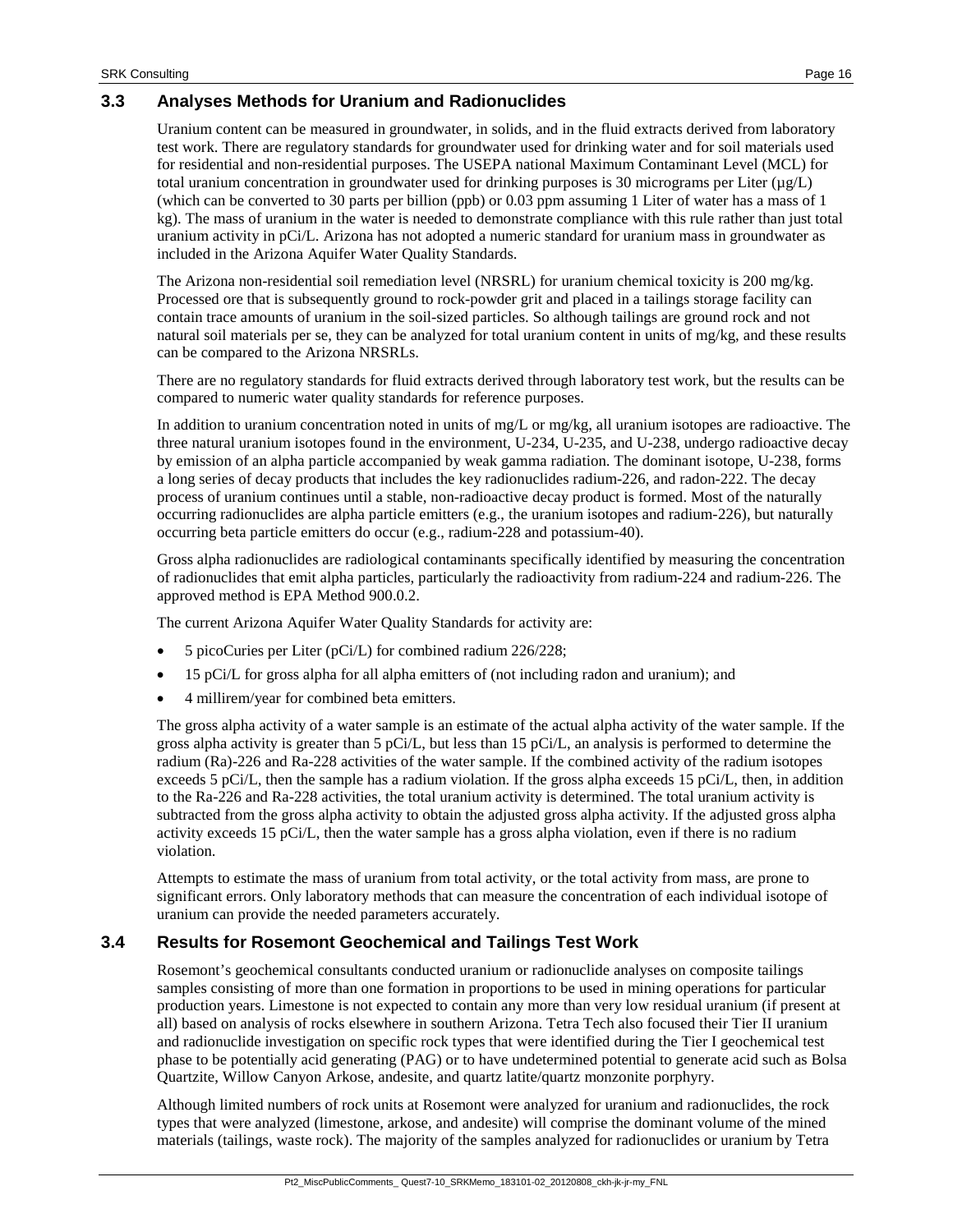## 3.3 Analyses Methods for Uranium and Radionuclides

Uranium content can be measured in groundwater, in solids, and in the fluid extracts derived from laboratory test work. There are regulatory standards for groundwater used for drinking water and for soil materials used for residential and non-residential purposes. The USEPA national Maximum Contaminant Level (MCL) for total uranium concentration in groundwater used for drinking purposes is 30 micrograms per Liter (μg/L) (which can be converted to 30 parts per billion (ppb) or 0.03 ppm assuming 1 Liter of water has a mass of 1 kg). The mass of uranium in the water is needed to demonstrate compliance with this rule rather than just total uranium activity in pCi/L. Arizona has not adopted a numeric standard for uranium mass in groundwater as included in the Arizona Aquifer Water Quality Standards.

The Arizona non-residential soil remediation level (NRSRL) for uranium chemical toxicity is 200 mg/kg. Processed ore that is subsequently ground to rock-powder grit and placed in a tailings storage facility can contain trace amounts of uranium in the soil-sized particles. So although tailings are ground rock and not natural soil materials per se, they can be analyzed for total uranium content in units of mg/kg, and these results can be compared to the Arizona NRSRLs.

There are no regulatory standards for fluid extracts derived through laboratory test work, but the results can be compared to numeric water quality standards for reference purposes.

In addition to uranium concentration noted in units of mg/L or mg/kg, all uranium isotopes are radioactive. The three natural uranium isotopes found in the environment, U-234, U-235, and U-238, undergo radioactive decay by emission of an alpha particle accompanied by weak gamma radiation. The dominant isotope, U-238, forms a long series of decay products that includes the key radionuclides radium-226, and radon-222. The decay process of uranium continues until a stable, non-radioactive decay product is formed. Most of the naturally occurring radionuclides are alpha particle emitters (e.g., the uranium isotopes and radium-226), but naturally occurring beta particle emitters do occur (e.g., radium-228 and potassium-40).

Gross alpha radionuclides are radiological contaminants specifically identified by measuring the concentration of radionuclides that emit alpha particles, particularly the radioactivity from radium-224 and radium-226. The approved method is EPA Method 900.0.2.

The current Arizona Aquifer Water Quality Standards for activity are:

- 5 picoCuries per Liter (pCi/L) for combined radium 226/228;
- 15 pCi/L for gross alpha for all alpha emitters of (not including radon and uranium); and
- 4 millirem/year for combined beta emitters.

The gross alpha activity of a water sample is an estimate of the actual alpha activity of the water sample. If the gross alpha activity is greater than 5 pCi/L, but less than 15 pCi/L, an analysis is performed to determine the radium (Ra)-226 and Ra-228 activities of the water sample. If the combined activity of the radium isotopes exceeds 5 pCi/L, then the sample has a radium violation. If the gross alpha exceeds 15 pCi/L, then, in addition to the Ra-226 and Ra-228 activities, the total uranium activity is determined. The total uranium activity is subtracted from the gross alpha activity to obtain the adjusted gross alpha activity. If the adjusted gross alpha activity exceeds 15 pCi/L, then the water sample has a gross alpha violation, even if there is no radium violation.

Attempts to estimate the mass of uranium from total activity, or the total activity from mass, are prone to significant errors. Only laboratory methods that can measure the concentration of each individual isotope of uranium can provide the needed parameters accurately.

## 3.4 Results for Rosemont Geochemical and Tailings Test Work

Rosemont's geochemical consultants conducted uranium or radionuclide analyses on composite tailings samples consisting of more than one formation in proportions to be used in mining operations for particular production years. Limestone is not expected to contain any more than very low residual uranium (if present at all) based on analysis of rocks elsewhere in southern Arizona. Tetra Tech also focused their Tier II uranium and radionuclide investigation on specific rock types that were identified during the Tier I geochemical test phase to be potentially acid generating (PAG) or to have undetermined potential to generate acid such as Bolsa Quartzite, Willow Canyon Arkose, andesite, and quartz latite/quartz monzonite porphyry.

Although limited numbers of rock units at Rosemont were analyzed for uranium and radionuclides, the rock types that were analyzed (limestone, arkose, and andesite) will comprise the dominant volume of the mined materials (tailings, waste rock). The majority of the samples analyzed for radionuclides or uranium by Tetra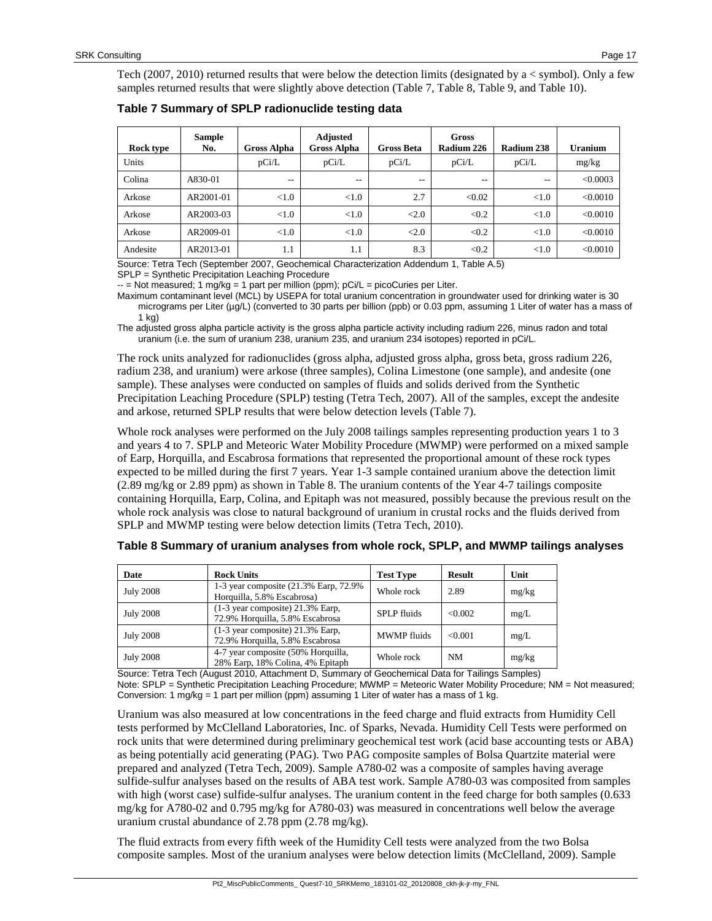Tech (2007, 2010) returned results that were below the detection limits (designated by a < symbol). Only a few samples returned results that were slightly above detection (Table 7, Table 8, Table 9, and Table 10).

**Table 7 Summary of SPLP radionuclide testing data**

| Rock type | Sample No. | Gross Alpha | Adjusted Gross Alpha | Gross Beta | Gross Radium 226 | Radium 238 | Uranium |
|---|---|---|---|---|---|---|---|
| Units | | pCi/L | pCi/L | pCi/L | pCi/L | pCi/L | mg/kg |
| Colina | A830-01 | -- | -- | -- | -- | -- | <0.0003 |
| Arkose | AR2001-01 | <1.0 | <1.0 | 2.7 | <0.02 | <1.0 | <0.0010 |
| Arkose | AR2003-03 | <1.0 | <1.0 | <2.0 | <0.2 | <1.0 | <0.0010 |
| Arkose | AR2009-01 | <1.0 | <1.0 | <2.0 | <0.2 | <1.0 | <0.0010 |
| Andesite | AR2013-01 | 1.1 | 1.1 | 8.3 | <0.2 | <1.0 | <0.0010 |

Source: Tetra Tech (September 2007, Geochemical Characterization Addendum 1, Table A.5)
SPLP = Synthetic Precipitation Leaching Procedure
-- = Not measured; 1 mg/kg = 1 part per million (ppm); pCi/L = picoCuries per Liter.
Maximum contaminant level (MCL) by USEPA for total uranium concentration in groundwater used for drinking water is 30 micrograms per Liter (µg/L) (converted to 30 parts per billion (ppb) or 0.03 ppm, assuming 1 Liter of water has a mass of 1 kg)
The adjusted gross alpha particle activity is the gross alpha particle activity including radium 226, minus radon and total uranium (i.e. the sum of uranium 238, uranium 235, and uranium 234 isotopes) reported in pCi/L.

The rock units analyzed for radionuclides (gross alpha, adjusted gross alpha, gross beta, gross radium 226, radium 238, and uranium) were arkose (three samples), Colina Limestone (one sample), and andesite (one sample). These analyses were conducted on samples of fluids and solids derived from the Synthetic Precipitation Leaching Procedure (SPLP) testing (Tetra Tech, 2007). All of the samples, except the andesite and arkose, returned SPLP results that were below detection levels (Table 7).

Whole rock analyses were performed on the July 2008 tailings samples representing production years 1 to 3 and years 4 to 7. SPLP and Meteoric Water Mobility Procedure (MWMP) were performed on a mixed sample of Earp, Horquilla, and Escabrosa formations that represented the proportional amount of these rock types expected to be milled during the first 7 years. Year 1-3 sample contained uranium above the detection limit (2.89 mg/kg or 2.89 ppm) as shown in Table 8. The uranium contents of the Year 4-7 tailings composite containing Horquilla, Earp, Colina, and Epitaph was not measured, possibly because the previous result on the whole rock analysis was close to natural background of uranium in crustal rocks and the fluids derived from SPLP and MWMP testing were below detection limits (Tetra Tech, 2010).

**Table 8 Summary of uranium analyses from whole rock, SPLP, and MWMP tailings analyses**

| Date | Rock Units | Test Type | Result | Unit |
|---|---|---|---|---|
| July 2008 | 1-3 year composite (21.3% Earp, 72.9% Horquilla, 5.8% Escabrosa) | Whole rock | 2.89 | mg/kg |
| July 2008 | (1-3 year composite) 21.3% Earp, 72.9% Horquilla, 5.8% Escabrosa | SPLP fluids | <0.002 | mg/L |
| July 2008 | (1-3 year composite) 21.3% Earp, 72.9% Horquilla, 5.8% Escabrosa | MWMP fluids | <0.001 | mg/L |
| July 2008 | 4-7 year composite (50% Horquilla, 28% Earp, 18% Colina, 4% Epitaph | Whole rock | NM | mg/kg |

Source: Tetra Tech (August 2010, Attachment D, Summary of Geochemical Data for Tailings Samples)
Note: SPLP = Synthetic Precipitation Leaching Procedure; MWMP = Meteoric Water Mobility Procedure; NM = Not measured; Conversion: 1 mg/kg = 1 part per million (ppm) assuming 1 Liter of water has a mass of 1 kg.

Uranium was also measured at low concentrations in the feed charge and fluid extracts from Humidity Cell tests performed by McClelland Laboratories, Inc. of Sparks, Nevada. Humidity Cell Tests were performed on rock units that were determined during preliminary geochemical test work (acid base accounting tests or ABA) as being potentially acid generating (PAG). Two PAG composite samples of Bolsa Quartzite material were prepared and analyzed (Tetra Tech, 2009). Sample A780-02 was a composite of samples having average sulfide-sulfur analyses based on the results of ABA test work. Sample A780-03 was composited from samples with high (worst case) sulfide-sulfur analyses. The uranium content in the feed charge for both samples (0.633 mg/kg for A780-02 and 0.795 mg/kg for A780-03) was measured in concentrations well below the average uranium crustal abundance of 2.78 ppm (2.78 mg/kg).

The fluid extracts from every fifth week of the Humidity Cell tests were analyzed from the two Bolsa composite samples. Most of the uranium analyses were below detection limits (McClelland, 2009). Sample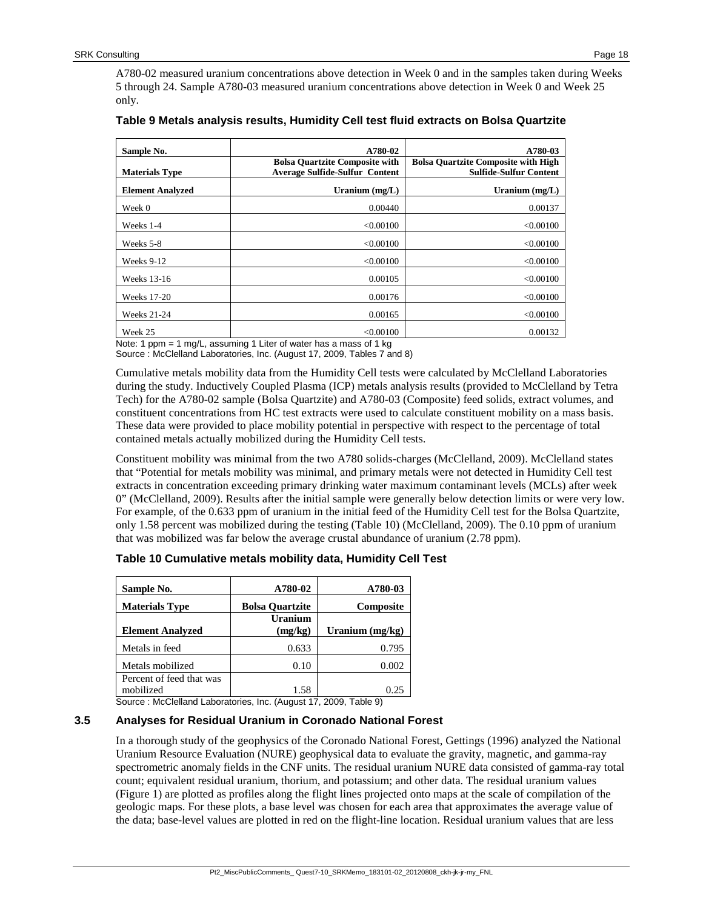A780-02 measured uranium concentrations above detection in Week 0 and in the samples taken during Weeks 5 through 24. Sample A780-03 measured uranium concentrations above detection in Week 0 and Week 25 only.

**Table 9 Metals analysis results, Humidity Cell test fluid extracts on Bolsa Quartzite**

| Sample No. | A780-02 | A780-03 |
|---|---|---|
| Materials Type | Bolsa Quartzite Composite with Average Sulfide-Sulfur Content | Bolsa Quartzite Composite with High Sulfide-Sulfur Content |
| Element Analyzed | Uranium (mg/L) | Uranium (mg/L) |
| Week 0 | 0.00440 | 0.00137 |
| Weeks 1-4 | <0.00100 | <0.00100 |
| Weeks 5-8 | <0.00100 | <0.00100 |
| Weeks 9-12 | <0.00100 | <0.00100 |
| Weeks 13-16 | 0.00105 | <0.00100 |
| Weeks 17-20 | 0.00176 | <0.00100 |
| Weeks 21-24 | 0.00165 | <0.00100 |
| Week 25 | <0.00100 | 0.00132 |

Note: 1 ppm = 1 mg/L, assuming 1 Liter of water has a mass of 1 kg
Source : McClelland Laboratories, Inc. (August 17, 2009, Tables 7 and 8)

Cumulative metals mobility data from the Humidity Cell tests were calculated by McClelland Laboratories during the study. Inductively Coupled Plasma (ICP) metals analysis results (provided to McClelland by Tetra Tech) for the A780-02 sample (Bolsa Quartzite) and A780-03 (Composite) feed solids, extract volumes, and constituent concentrations from HC test extracts were used to calculate constituent mobility on a mass basis. These data were provided to place mobility potential in perspective with respect to the percentage of total contained metals actually mobilized during the Humidity Cell tests.

Constituent mobility was minimal from the two A780 solids-charges (McClelland, 2009). McClelland states that "Potential for metals mobility was minimal, and primary metals were not detected in Humidity Cell test extracts in concentration exceeding primary drinking water maximum contaminant levels (MCLs) after week 0" (McClelland, 2009). Results after the initial sample were generally below detection limits or were very low. For example, of the 0.633 ppm of uranium in the initial feed of the Humidity Cell test for the Bolsa Quartzite, only 1.58 percent was mobilized during the testing (Table 10) (McClelland, 2009). The 0.10 ppm of uranium that was mobilized was far below the average crustal abundance of uranium (2.78 ppm).

**Table 10 Cumulative metals mobility data, Humidity Cell Test**

| Sample No. | A780-02 | A780-03 |
|---|---|---|
| Materials Type | Bolsa Quartzite | Composite |
| Element Analyzed | Uranium (mg/kg) | Uranium (mg/kg) |
| Metals in feed | 0.633 | 0.795 |
| Metals mobilized | 0.10 | 0.002 |
| Percent of feed that was mobilized | 1.58 | 0.25 |

Source : McClelland Laboratories, Inc. (August 17, 2009, Table 9)

### 3.5 Analyses for Residual Uranium in Coronado National Forest

In a thorough study of the geophysics of the Coronado National Forest, Gettings (1996) analyzed the National Uranium Resource Evaluation (NURE) geophysical data to evaluate the gravity, magnetic, and gamma-ray spectrometric anomaly fields in the CNF units. The residual uranium NURE data consisted of gamma-ray total count; equivalent residual uranium, thorium, and potassium; and other data. The residual uranium values (Figure 1) are plotted as profiles along the flight lines projected onto maps at the scale of compilation of the geologic maps. For these plots, a base level was chosen for each area that approximates the average value of the data; base-level values are plotted in red on the flight-line location. Residual uranium values that are less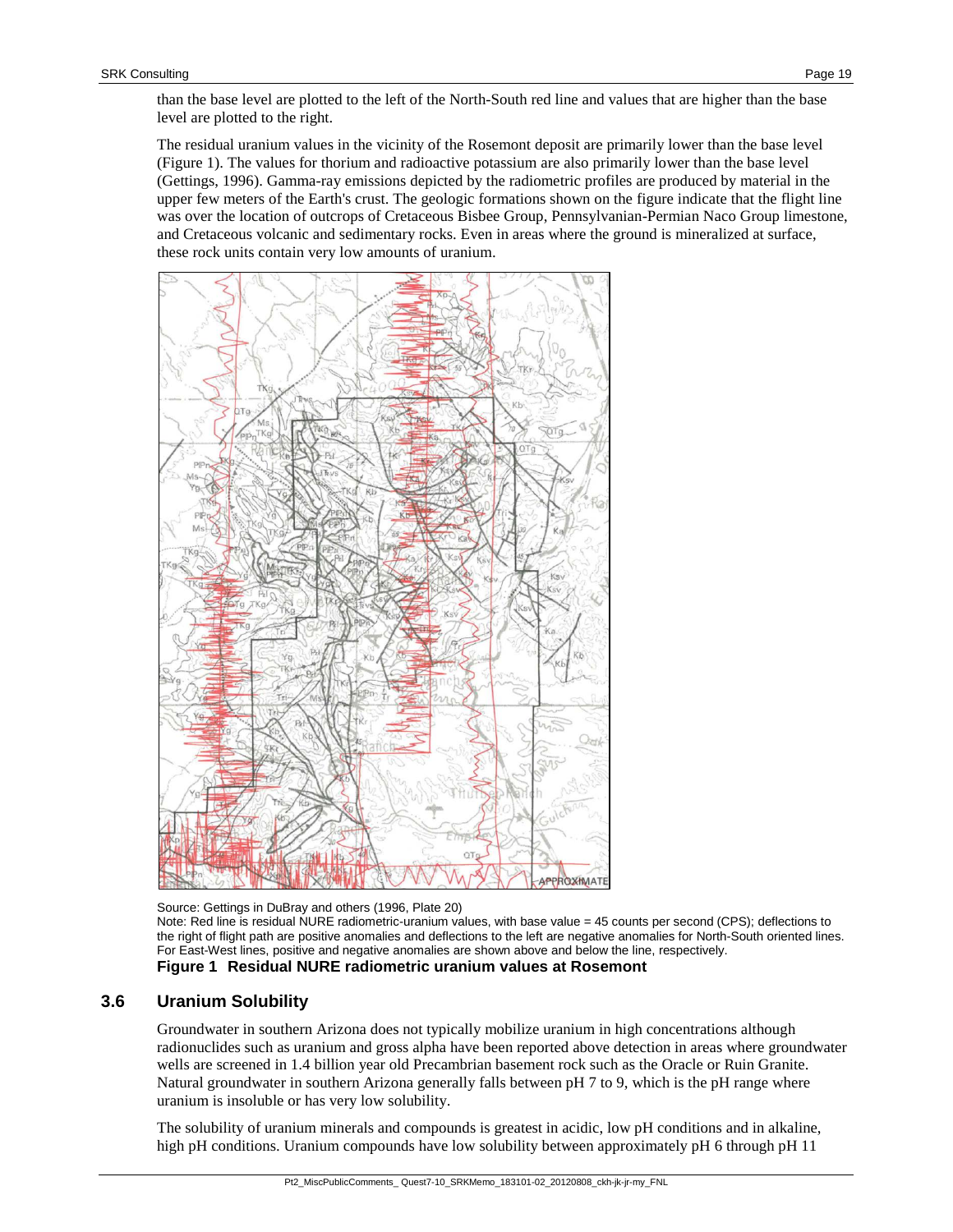than the base level are plotted to the left of the North-South red line and values that are higher than the base level are plotted to the right.

The residual uranium values in the vicinity of the Rosemont deposit are primarily lower than the base level (Figure 1). The values for thorium and radioactive potassium are also primarily lower than the base level (Gettings, 1996). Gamma-ray emissions depicted by the radiometric profiles are produced by material in the upper few meters of the Earth's crust. The geologic formations shown on the figure indicate that the flight line was over the location of outcrops of Cretaceous Bisbee Group, Pennsylvanian-Permian Naco Group limestone, and Cretaceous volcanic and sedimentary rocks. Even in areas where the ground is mineralized at surface, these rock units contain very low amounts of uranium.

Source: Gettings in DuBray and others (1996, Plate 20)
Note: Red line is residual NURE radiometric-uranium values, with base value = 45 counts per second (CPS); deflections to the right of flight path are positive anomalies and deflections to the left are negative anomalies for North-South oriented lines. For East-West lines, positive and negative anomalies are shown above and below the line, respectively.

**Figure 1 Residual NURE radiometric uranium values at Rosemont**

## 3.6 Uranium Solubility

Groundwater in southern Arizona does not typically mobilize uranium in high concentrations although radionuclides such as uranium and gross alpha have been reported above detection in areas where groundwater wells are screened in 1.4 billion year old Precambrian basement rock such as the Oracle or Ruin Granite. Natural groundwater in southern Arizona generally falls between pH 7 to 9, which is the pH range where uranium is insoluble or has very low solubility.

The solubility of uranium minerals and compounds is greatest in acidic, low pH conditions and in alkaline, high pH conditions. Uranium compounds have low solubility between approximately pH 6 through pH 11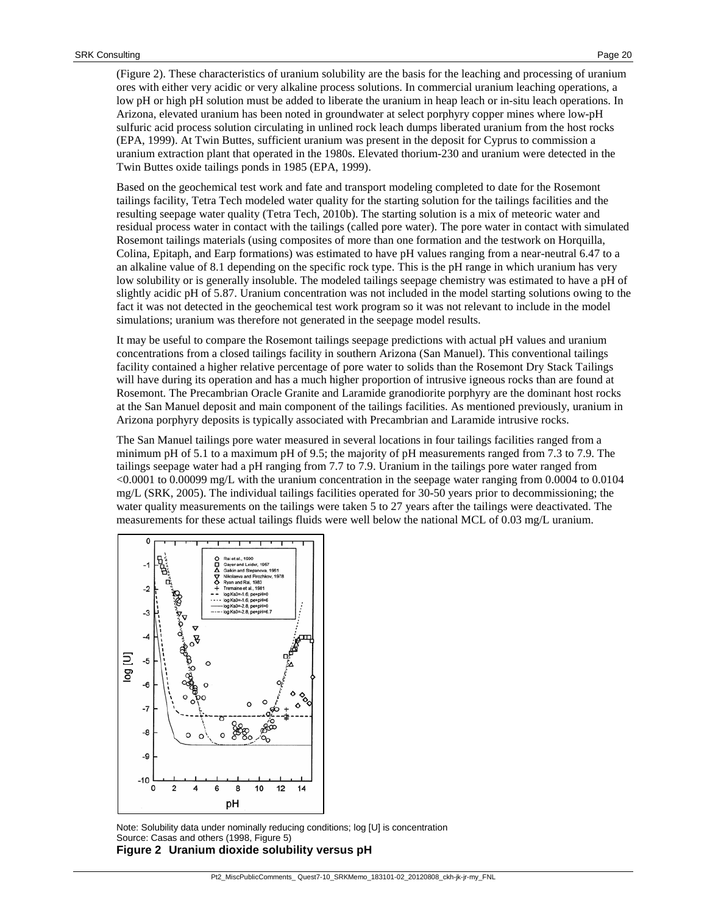(Figure 2). These characteristics of uranium solubility are the basis for the leaching and processing of uranium ores with either very acidic or very alkaline process solutions. In commercial uranium leaching operations, a low pH or high pH solution must be added to liberate the uranium in heap leach or in-situ leach operations. In Arizona, elevated uranium has been noted in groundwater at select porphyry copper mines where low-pH sulfuric acid process solution circulating in unlined rock leach dumps liberated uranium from the host rocks (EPA, 1999). At Twin Buttes, sufficient uranium was present in the deposit for Cyprus to commission a uranium extraction plant that operated in the 1980s. Elevated thorium-230 and uranium were detected in the Twin Buttes oxide tailings ponds in 1985 (EPA, 1999).

Based on the geochemical test work and fate and transport modeling completed to date for the Rosemont tailings facility, Tetra Tech modeled water quality for the starting solution for the tailings facilities and the resulting seepage water quality (Tetra Tech, 2010b). The starting solution is a mix of meteoric water and residual process water in contact with the tailings (called pore water). The pore water in contact with simulated Rosemont tailings materials (using composites of more than one formation and the testwork on Horquilla, Colina, Epitaph, and Earp formations) was estimated to have pH values ranging from a near-neutral 6.47 to a an alkaline value of 8.1 depending on the specific rock type. This is the pH range in which uranium has very low solubility or is generally insoluble. The modeled tailings seepage chemistry was estimated to have a pH of slightly acidic pH of 5.87. Uranium concentration was not included in the model starting solutions owing to the fact it was not detected in the geochemical test work program so it was not relevant to include in the model simulations; uranium was therefore not generated in the seepage model results.

It may be useful to compare the Rosemont tailings seepage predictions with actual pH values and uranium concentrations from a closed tailings facility in southern Arizona (San Manuel). This conventional tailings facility contained a higher relative percentage of pore water to solids than the Rosemont Dry Stack Tailings will have during its operation and has a much higher proportion of intrusive igneous rocks than are found at Rosemont. The Precambrian Oracle Granite and Laramide granodiorite porphyry are the dominant host rocks at the San Manuel deposit and main component of the tailings facilities. As mentioned previously, uranium in Arizona porphyry deposits is typically associated with Precambrian and Laramide intrusive rocks.

The San Manuel tailings pore water measured in several locations in four tailings facilities ranged from a minimum pH of 5.1 to a maximum pH of 9.5; the majority of pH measurements ranged from 7.3 to 7.9. The tailings seepage water had a pH ranging from 7.7 to 7.9. Uranium in the tailings pore water ranged from <0.0001 to 0.00099 mg/L with the uranium concentration in the seepage water ranging from 0.0004 to 0.0104 mg/L (SRK, 2005). The individual tailings facilities operated for 30-50 years prior to decommissioning; the water quality measurements on the tailings were taken 5 to 27 years after the tailings were deactivated. The measurements for these actual tailings fluids were well below the national MCL of 0.03 mg/L uranium.

Note: Solubility data under nominally reducing conditions; log [U] is concentration
Source: Casas and others (1998, Figure 5)

**Figure 2 Uranium dioxide solubility versus pH**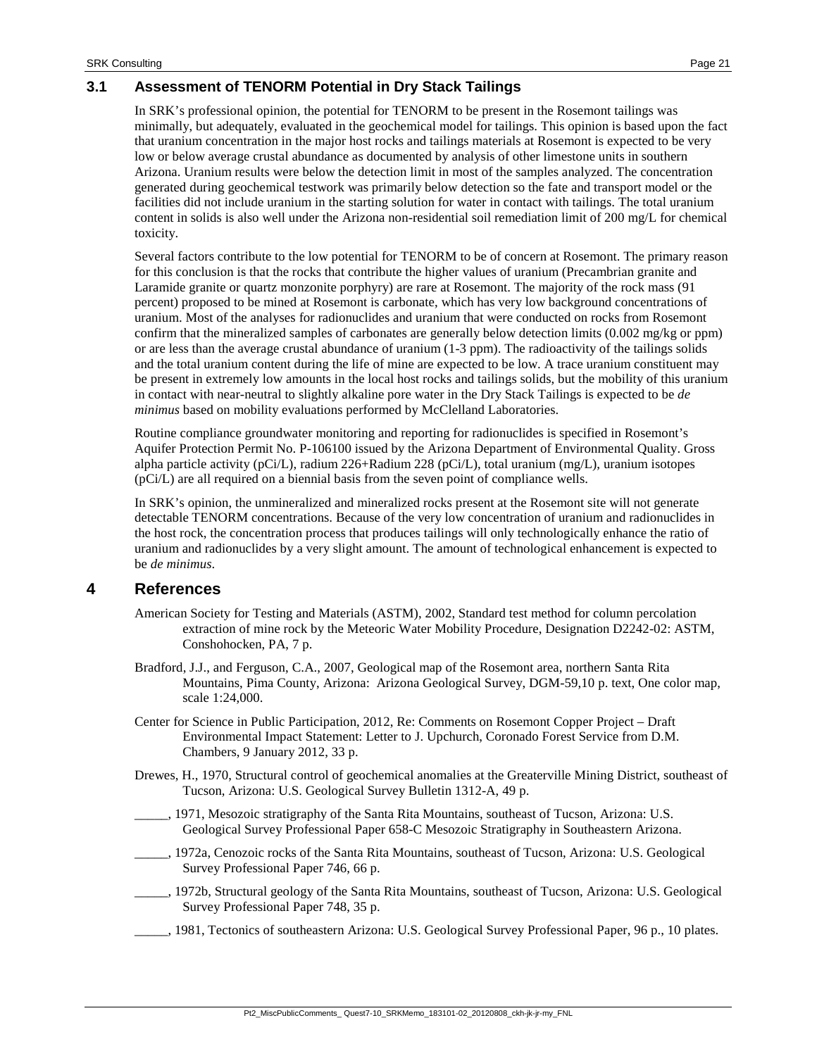## 3.1 Assessment of TENORM Potential in Dry Stack Tailings

In SRK's professional opinion, the potential for TENORM to be present in the Rosemont tailings was minimally, but adequately, evaluated in the geochemical model for tailings. This opinion is based upon the fact that uranium concentration in the major host rocks and tailings materials at Rosemont is expected to be very low or below average crustal abundance as documented by analysis of other limestone units in southern Arizona. Uranium results were below the detection limit in most of the samples analyzed. The concentration generated during geochemical testwork was primarily below detection so the fate and transport model or the facilities did not include uranium in the starting solution for water in contact with tailings. The total uranium content in solids is also well under the Arizona non-residential soil remediation limit of 200 mg/L for chemical toxicity.

Several factors contribute to the low potential for TENORM to be of concern at Rosemont. The primary reason for this conclusion is that the rocks that contribute the higher values of uranium (Precambrian granite and Laramide granite or quartz monzonite porphyry) are rare at Rosemont. The majority of the rock mass (91 percent) proposed to be mined at Rosemont is carbonate, which has very low background concentrations of uranium. Most of the analyses for radionuclides and uranium that were conducted on rocks from Rosemont confirm that the mineralized samples of carbonates are generally below detection limits (0.002 mg/kg or ppm) or are less than the average crustal abundance of uranium (1-3 ppm). The radioactivity of the tailings solids and the total uranium content during the life of mine are expected to be low. A trace uranium constituent may be present in extremely low amounts in the local host rocks and tailings solids, but the mobility of this uranium in contact with near-neutral to slightly alkaline pore water in the Dry Stack Tailings is expected to be *de minimus* based on mobility evaluations performed by McClelland Laboratories.

Routine compliance groundwater monitoring and reporting for radionuclides is specified in Rosemont's Aquifer Protection Permit No. P-106100 issued by the Arizona Department of Environmental Quality. Gross alpha particle activity (pCi/L), radium 226+Radium 228 (pCi/L), total uranium (mg/L), uranium isotopes (pCi/L) are all required on a biennial basis from the seven point of compliance wells.

In SRK's opinion, the unmineralized and mineralized rocks present at the Rosemont site will not generate detectable TENORM concentrations. Because of the very low concentration of uranium and radionuclides in the host rock, the concentration process that produces tailings will only technologically enhance the ratio of uranium and radionuclides by a very slight amount. The amount of technological enhancement is expected to be *de minimus*.

# 4 References

American Society for Testing and Materials (ASTM), 2002, Standard test method for column percolation extraction of mine rock by the Meteoric Water Mobility Procedure, Designation D2242-02: ASTM, Conshohocken, PA, 7 p.

Bradford, J.J., and Ferguson, C.A., 2007, Geological map of the Rosemont area, northern Santa Rita Mountains, Pima County, Arizona: Arizona Geological Survey, DGM-59,10 p. text, One color map, scale 1:24,000.

Center for Science in Public Participation, 2012, Re: Comments on Rosemont Copper Project – Draft Environmental Impact Statement: Letter to J. Upchurch, Coronado Forest Service from D.M. Chambers, 9 January 2012, 33 p.

Drewes, H., 1970, Structural control of geochemical anomalies at the Greaterville Mining District, southeast of Tucson, Arizona: U.S. Geological Survey Bulletin 1312-A, 49 p.

_____, 1971, Mesozoic stratigraphy of the Santa Rita Mountains, southeast of Tucson, Arizona: U.S. Geological Survey Professional Paper 658-C Mesozoic Stratigraphy in Southeastern Arizona.

_____, 1972a, Cenozoic rocks of the Santa Rita Mountains, southeast of Tucson, Arizona: U.S. Geological Survey Professional Paper 746, 66 p.

_____, 1972b, Structural geology of the Santa Rita Mountains, southeast of Tucson, Arizona: U.S. Geological Survey Professional Paper 748, 35 p.

_____, 1981, Tectonics of southeastern Arizona: U.S. Geological Survey Professional Paper, 96 p., 10 plates.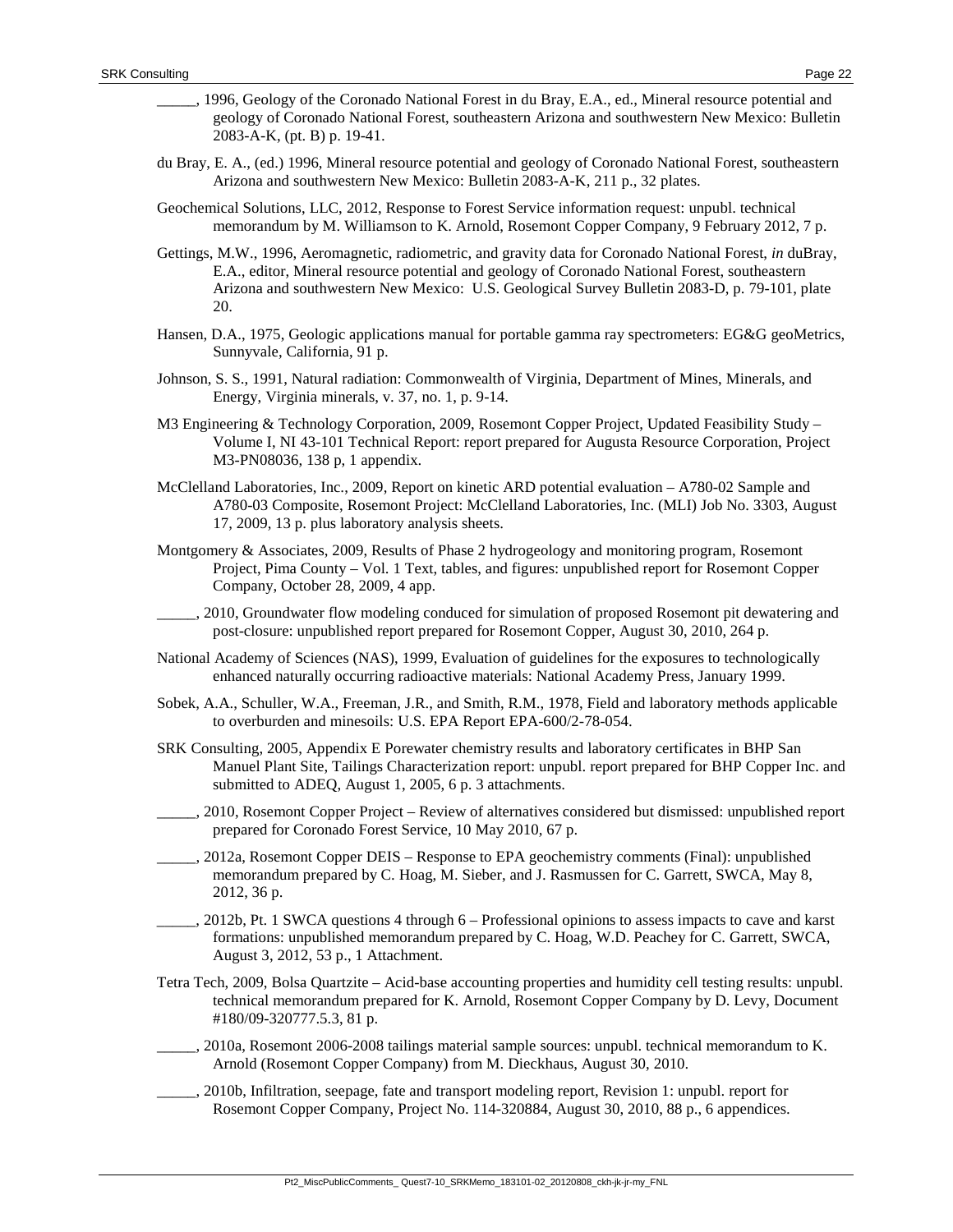_____, 1996, Geology of the Coronado National Forest in du Bray, E.A., ed., Mineral resource potential and geology of Coronado National Forest, southeastern Arizona and southwestern New Mexico: Bulletin 2083-A-K, (pt. B) p. 19-41.

du Bray, E. A., (ed.) 1996, Mineral resource potential and geology of Coronado National Forest, southeastern Arizona and southwestern New Mexico: Bulletin 2083-A-K, 211 p., 32 plates.

Geochemical Solutions, LLC, 2012, Response to Forest Service information request: unpubl. technical memorandum by M. Williamson to K. Arnold, Rosemont Copper Company, 9 February 2012, 7 p.

Gettings, M.W., 1996, Aeromagnetic, radiometric, and gravity data for Coronado National Forest, *in* duBray, E.A., editor, Mineral resource potential and geology of Coronado National Forest, southeastern Arizona and southwestern New Mexico: U.S. Geological Survey Bulletin 2083-D, p. 79-101, plate 20.

Hansen, D.A., 1975, Geologic applications manual for portable gamma ray spectrometers: EG&G geoMetrics, Sunnyvale, California, 91 p.

Johnson, S. S., 1991, Natural radiation: Commonwealth of Virginia, Department of Mines, Minerals, and Energy, Virginia minerals, v. 37, no. 1, p. 9-14.

M3 Engineering & Technology Corporation, 2009, Rosemont Copper Project, Updated Feasibility Study – Volume I, NI 43-101 Technical Report: report prepared for Augusta Resource Corporation, Project M3-PN08036, 138 p, 1 appendix.

McClelland Laboratories, Inc., 2009, Report on kinetic ARD potential evaluation – A780-02 Sample and A780-03 Composite, Rosemont Project: McClelland Laboratories, Inc. (MLI) Job No. 3303, August 17, 2009, 13 p. plus laboratory analysis sheets.

Montgomery & Associates, 2009, Results of Phase 2 hydrogeology and monitoring program, Rosemont Project, Pima County – Vol. 1 Text, tables, and figures: unpublished report for Rosemont Copper Company, October 28, 2009, 4 app.

_____, 2010, Groundwater flow modeling conduced for simulation of proposed Rosemont pit dewatering and post-closure: unpublished report prepared for Rosemont Copper, August 30, 2010, 264 p.

National Academy of Sciences (NAS), 1999, Evaluation of guidelines for the exposures to technologically enhanced naturally occurring radioactive materials: National Academy Press, January 1999.

Sobek, A.A., Schuller, W.A., Freeman, J.R., and Smith, R.M., 1978, Field and laboratory methods applicable to overburden and minesoils: U.S. EPA Report EPA-600/2-78-054.

SRK Consulting, 2005, Appendix E Porewater chemistry results and laboratory certificates in BHP San Manuel Plant Site, Tailings Characterization report: unpubl. report prepared for BHP Copper Inc. and submitted to ADEQ, August 1, 2005, 6 p. 3 attachments.

_____, 2010, Rosemont Copper Project – Review of alternatives considered but dismissed: unpublished report prepared for Coronado Forest Service, 10 May 2010, 67 p.

_____, 2012a, Rosemont Copper DEIS – Response to EPA geochemistry comments (Final): unpublished memorandum prepared by C. Hoag, M. Sieber, and J. Rasmussen for C. Garrett, SWCA, May 8, 2012, 36 p.

_____, 2012b, Pt. 1 SWCA questions 4 through 6 – Professional opinions to assess impacts to cave and karst formations: unpublished memorandum prepared by C. Hoag, W.D. Peachey for C. Garrett, SWCA, August 3, 2012, 53 p., 1 Attachment.

Tetra Tech, 2009, Bolsa Quartzite – Acid-base accounting properties and humidity cell testing results: unpubl. technical memorandum prepared for K. Arnold, Rosemont Copper Company by D. Levy, Document #180/09-320777.5.3, 81 p.

_____, 2010a, Rosemont 2006-2008 tailings material sample sources: unpubl. technical memorandum to K. Arnold (Rosemont Copper Company) from M. Dieckhaus, August 30, 2010.

_____, 2010b, Infiltration, seepage, fate and transport modeling report, Revision 1: unpubl. report for Rosemont Copper Company, Project No. 114-320884, August 30, 2010, 88 p., 6 appendices.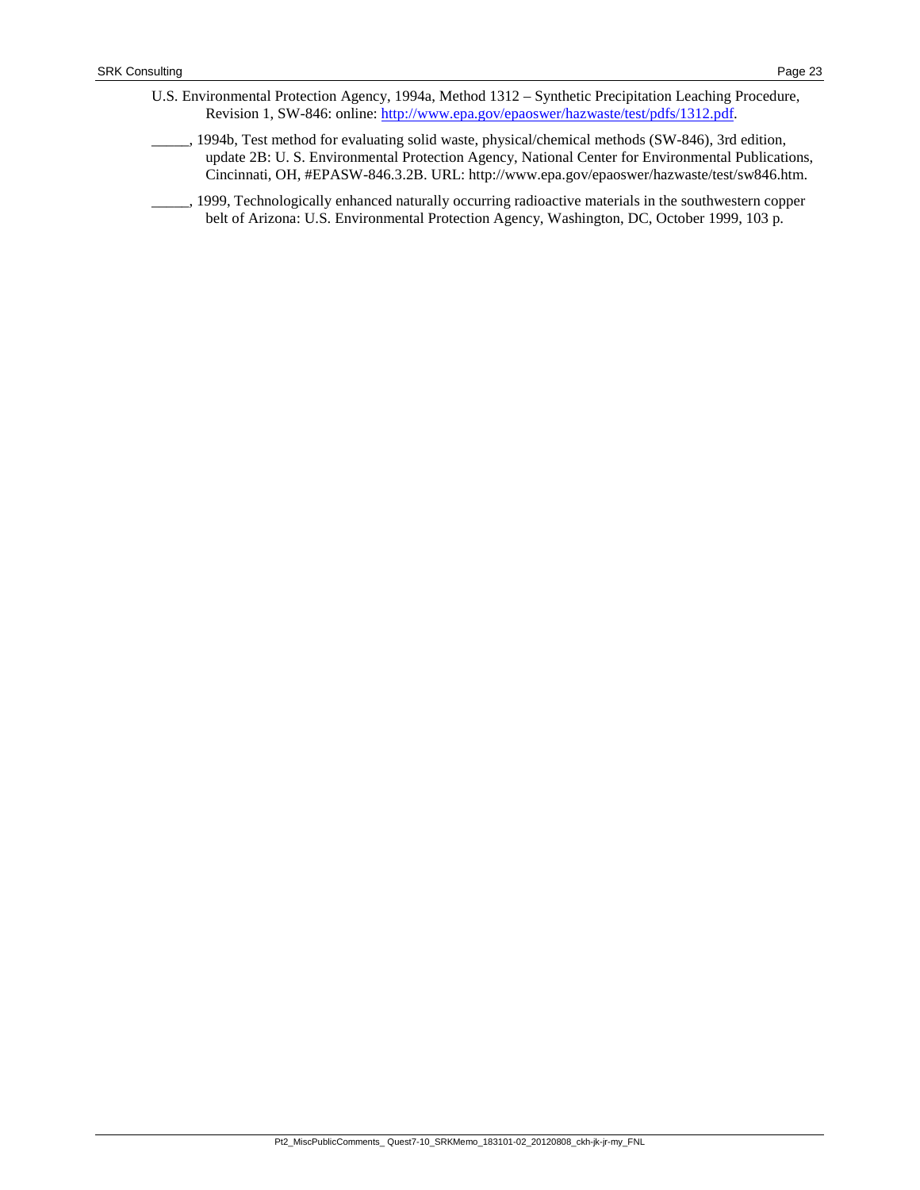U.S. Environmental Protection Agency, 1994a, Method 1312 – Synthetic Precipitation Leaching Procedure, Revision 1, SW-846: online: [http://www.epa.gov/epaoswer/hazwaste/test/pdfs/1312.pdf](http://www.epa.gov/epaoswer/hazwaste/test/pdfs/1312.pdf).

_____, 1994b, Test method for evaluating solid waste, physical/chemical methods (SW-846), 3rd edition, update 2B: U. S. Environmental Protection Agency, National Center for Environmental Publications, Cincinnati, OH, #EPASW-846.3.2B. URL: http://www.epa.gov/epaoswer/hazwaste/test/sw846.htm.

_____, 1999, Technologically enhanced naturally occurring radioactive materials in the southwestern copper belt of Arizona: U.S. Environmental Protection Agency, Washington, DC, October 1999, 103 p.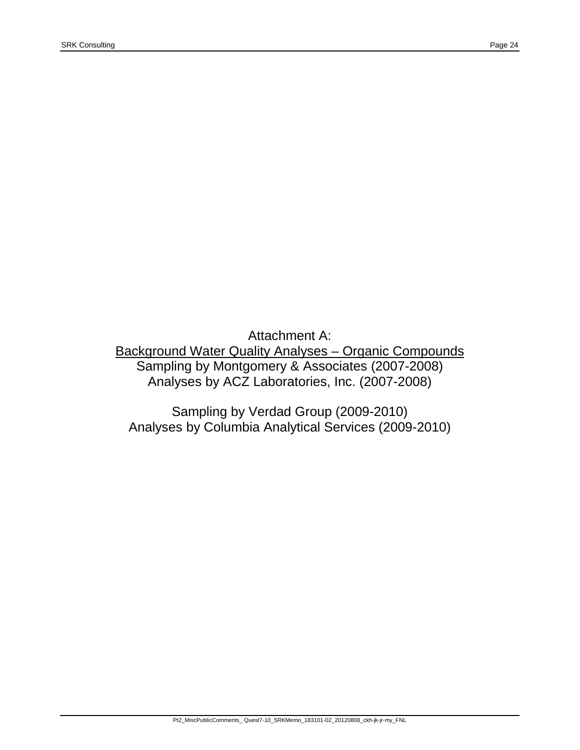Attachment A:

<u>Background Water Quality Analyses – Organic Compounds</u>

Sampling by Montgomery & Associates (2007-2008)

Analyses by ACZ Laboratories, Inc. (2007-2008)

Sampling by Verdad Group (2009-2010)

Analyses by Columbia Analytical Services (2009-2010)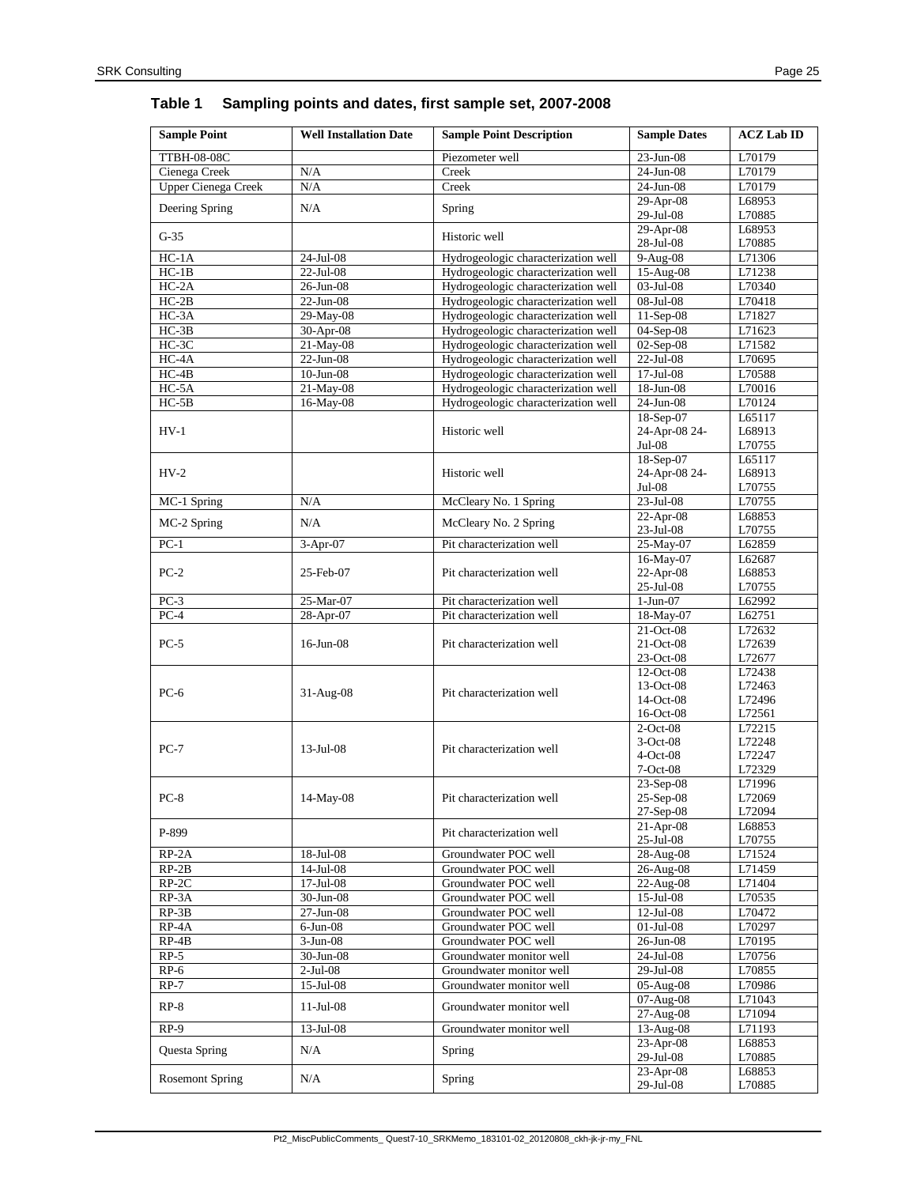## Table 1 Sampling points and dates, first sample set, 2007-2008

| Sample Point | Well Installation Date | Sample Point Description | Sample Dates | ACZ Lab ID |
|---|---|---|---|---|
| TTBH-08-08C | | Piezometer well | 23-Jun-08 | L70179 |
| Cienega Creek | N/A | Creek | 24-Jun-08 | L70179 |
| Upper Cienega Creek | N/A | Creek | 24-Jun-08 | L70179 |
| Deering Spring | N/A | Spring | 29-Apr-08<br>29-Jul-08 | L68953<br>L70885 |
| G-35 | | Historic well | 29-Apr-08<br>28-Jul-08 | L68953<br>L70885 |
| HC-1A | 24-Jul-08 | Hydrogeologic characterization well | 9-Aug-08 | L71306 |
| HC-1B | 22-Jul-08 | Hydrogeologic characterization well | 15-Aug-08 | L71238 |
| HC-2A | 26-Jun-08 | Hydrogeologic characterization well | 03-Jul-08 | L70340 |
| HC-2B | 22-Jun-08 | Hydrogeologic characterization well | 08-Jul-08 | L70418 |
| HC-3A | 29-May-08 | Hydrogeologic characterization well | 11-Sep-08 | L71827 |
| HC-3B | 30-Apr-08 | Hydrogeologic characterization well | 04-Sep-08 | L71623 |
| HC-3C | 21-May-08 | Hydrogeologic characterization well | 02-Sep-08 | L71582 |
| HC-4A | 22-Jun-08 | Hydrogeologic characterization well | 22-Jul-08 | L70695 |
| HC-4B | 10-Jun-08 | Hydrogeologic characterization well | 17-Jul-08 | L70588 |
| HC-5A | 21-May-08 | Hydrogeologic characterization well | 18-Jun-08 | L70016 |
| HC-5B | 16-May-08 | Hydrogeologic characterization well | 24-Jun-08 | L70124 |
| HV-1 | | Historic well | 18-Sep-07<br>24-Apr-08 24-Jul-08 | L65117<br>L68913<br>L70755 |
| HV-2 | | Historic well | 18-Sep-07<br>24-Apr-08 24-Jul-08 | L65117<br>L68913<br>L70755 |
| MC-1 Spring | N/A | McCleary No. 1 Spring | 23-Jul-08 | L70755 |
| MC-2 Spring | N/A | McCleary No. 2 Spring | 22-Apr-08<br>23-Jul-08 | L68853<br>L70755 |
| PC-1 | 3-Apr-07 | Pit characterization well | 25-May-07 | L62859 |
| PC-2 | 25-Feb-07 | Pit characterization well | 16-May-07<br>22-Apr-08<br>25-Jul-08 | L62687<br>L68853<br>L70755 |
| PC-3 | 25-Mar-07 | Pit characterization well | 1-Jun-07 | L62992 |
| PC-4 | 28-Apr-07 | Pit characterization well | 18-May-07 | L62751 |
| PC-5 | 16-Jun-08 | Pit characterization well | 21-Oct-08<br>21-Oct-08<br>23-Oct-08 | L72632<br>L72639<br>L72677 |
| PC-6 | 31-Aug-08 | Pit characterization well | 12-Oct-08<br>13-Oct-08<br>14-Oct-08<br>16-Oct-08 | L72438<br>L72463<br>L72496<br>L72561 |
| PC-7 | 13-Jul-08 | Pit characterization well | 2-Oct-08<br>3-Oct-08<br>4-Oct-08<br>7-Oct-08 | L72215<br>L72248<br>L72247<br>L72329 |
| PC-8 | 14-May-08 | Pit characterization well | 23-Sep-08<br>25-Sep-08<br>27-Sep-08 | L71996<br>L72069<br>L72094 |
| P-899 | | Pit characterization well | 21-Apr-08<br>25-Jul-08 | L68853<br>L70755 |
| RP-2A | 18-Jul-08 | Groundwater POC well | 28-Aug-08 | L71524 |
| RP-2B | 14-Jul-08 | Groundwater POC well | 26-Aug-08 | L71459 |
| RP-2C | 17-Jul-08 | Groundwater POC well | 22-Aug-08 | L71404 |
| RP-3A | 30-Jun-08 | Groundwater POC well | 15-Jul-08 | L70535 |
| RP-3B | 27-Jun-08 | Groundwater POC well | 12-Jul-08 | L70472 |
| RP-4A | 6-Jun-08 | Groundwater POC well | 01-Jul-08 | L70297 |
| RP-4B | 3-Jun-08 | Groundwater POC well | 26-Jun-08 | L70195 |
| RP-5 | 30-Jun-08 | Groundwater monitor well | 24-Jul-08 | L70756 |
| RP-6 | 2-Jul-08 | Groundwater monitor well | 29-Jul-08 | L70855 |
| RP-7 | 15-Jul-08 | Groundwater monitor well | 05-Aug-08 | L70986 |
| RP-8 | 11-Jul-08 | Groundwater monitor well | 07-Aug-08<br>27-Aug-08 | L71043<br>L71094 |
| RP-9 | 13-Jul-08 | Groundwater monitor well | 13-Aug-08 | L71193 |
| Questa Spring | N/A | Spring | 23-Apr-08<br>29-Jul-08 | L68853<br>L70885 |
| Rosemont Spring | N/A | Spring | 23-Apr-08<br>29-Jul-08 | L68853<br>L70885 |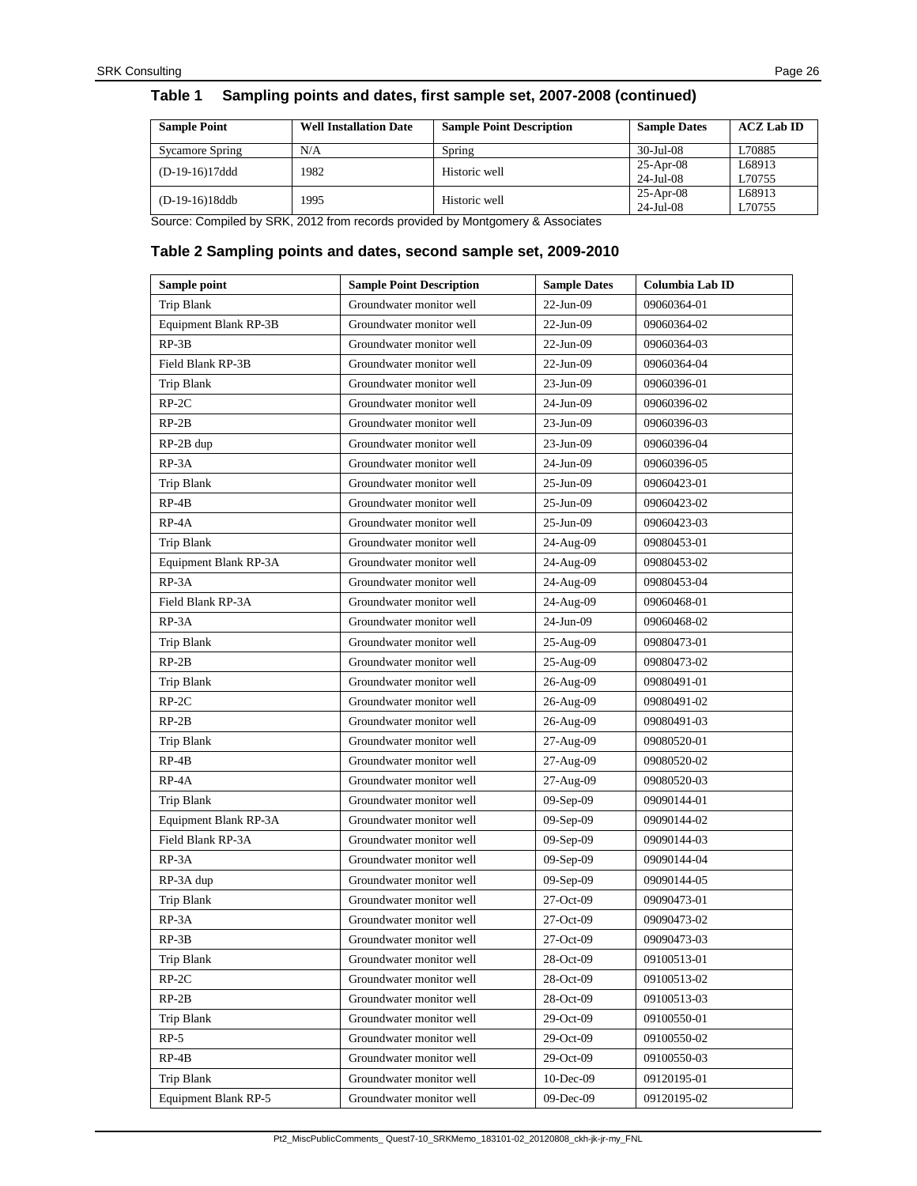### Table 1 Sampling points and dates, first sample set, 2007-2008 (continued)

| Sample Point | Well Installation Date | Sample Point Description | Sample Dates | ACZ Lab ID |
|---|---|---|---|---|
| Sycamore Spring | N/A | Spring | 30-Jul-08 | L70885 |
| (D-19-16)17ddd | 1982 | Historic well | 25-Apr-08<br>24-Jul-08 | L68913<br>L70755 |
| (D-19-16)18ddb | 1995 | Historic well | 25-Apr-08<br>24-Jul-08 | L68913<br>L70755 |

Source: Compiled by SRK, 2012 from records provided by Montgomery & Associates

### Table 2 Sampling points and dates, second sample set, 2009-2010

| Sample point | Sample Point Description | Sample Dates | Columbia Lab ID |
|---|---|---|---|
| Trip Blank | Groundwater monitor well | 22-Jun-09 | 09060364-01 |
| Equipment Blank RP-3B | Groundwater monitor well | 22-Jun-09 | 09060364-02 |
| RP-3B | Groundwater monitor well | 22-Jun-09 | 09060364-03 |
| Field Blank RP-3B | Groundwater monitor well | 22-Jun-09 | 09060364-04 |
| Trip Blank | Groundwater monitor well | 23-Jun-09 | 09060396-01 |
| RP-2C | Groundwater monitor well | 24-Jun-09 | 09060396-02 |
| RP-2B | Groundwater monitor well | 23-Jun-09 | 09060396-03 |
| RP-2B dup | Groundwater monitor well | 23-Jun-09 | 09060396-04 |
| RP-3A | Groundwater monitor well | 24-Jun-09 | 09060396-05 |
| Trip Blank | Groundwater monitor well | 25-Jun-09 | 09060423-01 |
| RP-4B | Groundwater monitor well | 25-Jun-09 | 09060423-02 |
| RP-4A | Groundwater monitor well | 25-Jun-09 | 09060423-03 |
| Trip Blank | Groundwater monitor well | 24-Aug-09 | 09080453-01 |
| Equipment Blank RP-3A | Groundwater monitor well | 24-Aug-09 | 09080453-02 |
| RP-3A | Groundwater monitor well | 24-Aug-09 | 09080453-04 |
| Field Blank RP-3A | Groundwater monitor well | 24-Aug-09 | 09060468-01 |
| RP-3A | Groundwater monitor well | 24-Jun-09 | 09060468-02 |
| Trip Blank | Groundwater monitor well | 25-Aug-09 | 09080473-01 |
| RP-2B | Groundwater monitor well | 25-Aug-09 | 09080473-02 |
| Trip Blank | Groundwater monitor well | 26-Aug-09 | 09080491-01 |
| RP-2C | Groundwater monitor well | 26-Aug-09 | 09080491-02 |
| RP-2B | Groundwater monitor well | 26-Aug-09 | 09080491-03 |
| Trip Blank | Groundwater monitor well | 27-Aug-09 | 09080520-01 |
| RP-4B | Groundwater monitor well | 27-Aug-09 | 09080520-02 |
| RP-4A | Groundwater monitor well | 27-Aug-09 | 09080520-03 |
| Trip Blank | Groundwater monitor well | 09-Sep-09 | 09090144-01 |
| Equipment Blank RP-3A | Groundwater monitor well | 09-Sep-09 | 09090144-02 |
| Field Blank RP-3A | Groundwater monitor well | 09-Sep-09 | 09090144-03 |
| RP-3A | Groundwater monitor well | 09-Sep-09 | 09090144-04 |
| RP-3A dup | Groundwater monitor well | 09-Sep-09 | 09090144-05 |
| Trip Blank | Groundwater monitor well | 27-Oct-09 | 09090473-01 |
| RP-3A | Groundwater monitor well | 27-Oct-09 | 09090473-02 |
| RP-3B | Groundwater monitor well | 27-Oct-09 | 09090473-03 |
| Trip Blank | Groundwater monitor well | 28-Oct-09 | 09100513-01 |
| RP-2C | Groundwater monitor well | 28-Oct-09 | 09100513-02 |
| RP-2B | Groundwater monitor well | 28-Oct-09 | 09100513-03 |
| Trip Blank | Groundwater monitor well | 29-Oct-09 | 09100550-01 |
| RP-5 | Groundwater monitor well | 29-Oct-09 | 09100550-02 |
| RP-4B | Groundwater monitor well | 29-Oct-09 | 09100550-03 |
| Trip Blank | Groundwater monitor well | 10-Dec-09 | 09120195-01 |
| Equipment Blank RP-5 | Groundwater monitor well | 09-Dec-09 | 09120195-02 |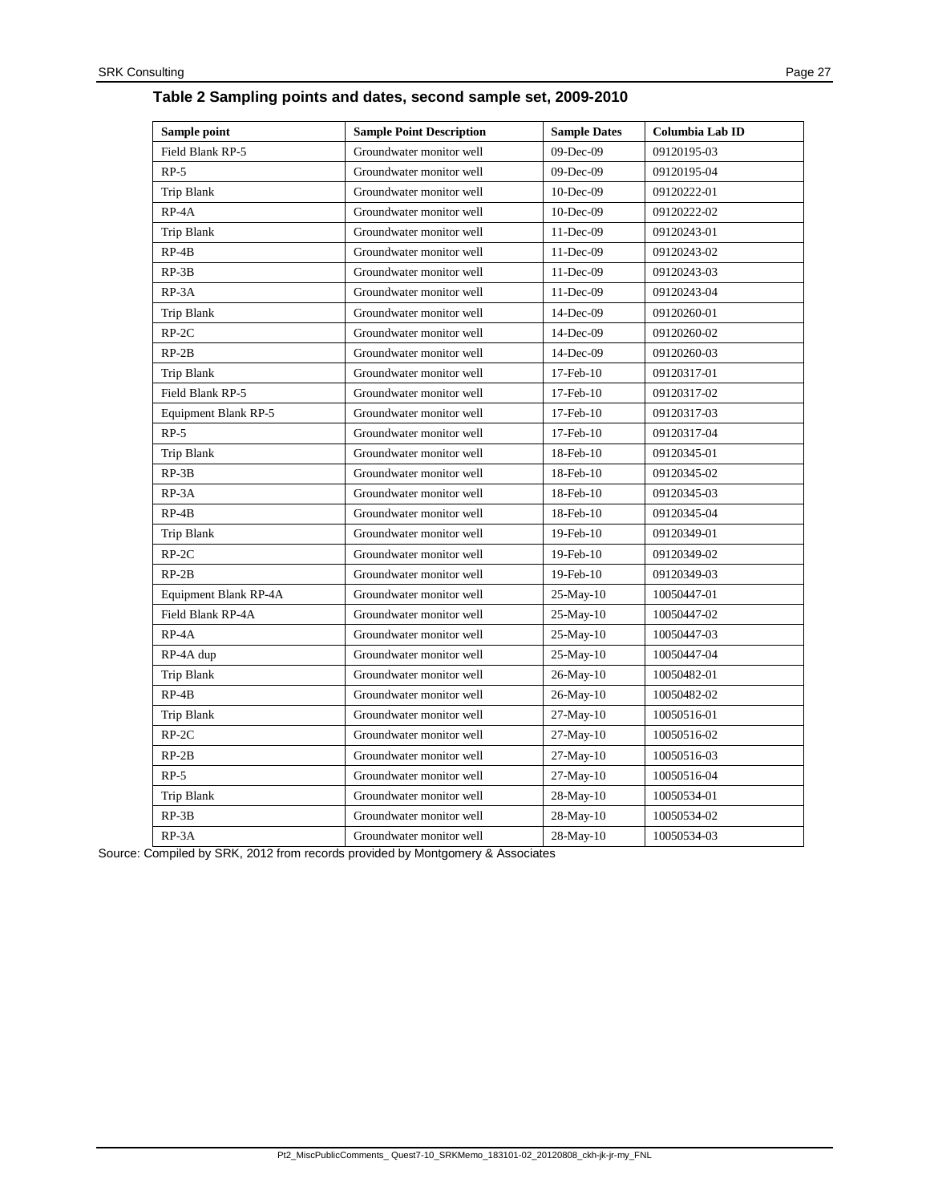**Table 2 Sampling points and dates, second sample set, 2009-2010**

| Sample point | Sample Point Description | Sample Dates | Columbia Lab ID |
|---|---|---|---|
| Field Blank RP-5 | Groundwater monitor well | 09-Dec-09 | 09120195-03 |
| RP-5 | Groundwater monitor well | 09-Dec-09 | 09120195-04 |
| Trip Blank | Groundwater monitor well | 10-Dec-09 | 09120222-01 |
| RP-4A | Groundwater monitor well | 10-Dec-09 | 09120222-02 |
| Trip Blank | Groundwater monitor well | 11-Dec-09 | 09120243-01 |
| RP-4B | Groundwater monitor well | 11-Dec-09 | 09120243-02 |
| RP-3B | Groundwater monitor well | 11-Dec-09 | 09120243-03 |
| RP-3A | Groundwater monitor well | 11-Dec-09 | 09120243-04 |
| Trip Blank | Groundwater monitor well | 14-Dec-09 | 09120260-01 |
| RP-2C | Groundwater monitor well | 14-Dec-09 | 09120260-02 |
| RP-2B | Groundwater monitor well | 14-Dec-09 | 09120260-03 |
| Trip Blank | Groundwater monitor well | 17-Feb-10 | 09120317-01 |
| Field Blank RP-5 | Groundwater monitor well | 17-Feb-10 | 09120317-02 |
| Equipment Blank RP-5 | Groundwater monitor well | 17-Feb-10 | 09120317-03 |
| RP-5 | Groundwater monitor well | 17-Feb-10 | 09120317-04 |
| Trip Blank | Groundwater monitor well | 18-Feb-10 | 09120345-01 |
| RP-3B | Groundwater monitor well | 18-Feb-10 | 09120345-02 |
| RP-3A | Groundwater monitor well | 18-Feb-10 | 09120345-03 |
| RP-4B | Groundwater monitor well | 18-Feb-10 | 09120345-04 |
| Trip Blank | Groundwater monitor well | 19-Feb-10 | 09120349-01 |
| RP-2C | Groundwater monitor well | 19-Feb-10 | 09120349-02 |
| RP-2B | Groundwater monitor well | 19-Feb-10 | 09120349-03 |
| Equipment Blank RP-4A | Groundwater monitor well | 25-May-10 | 10050447-01 |
| Field Blank RP-4A | Groundwater monitor well | 25-May-10 | 10050447-02 |
| RP-4A | Groundwater monitor well | 25-May-10 | 10050447-03 |
| RP-4A dup | Groundwater monitor well | 25-May-10 | 10050447-04 |
| Trip Blank | Groundwater monitor well | 26-May-10 | 10050482-01 |
| RP-4B | Groundwater monitor well | 26-May-10 | 10050482-02 |
| Trip Blank | Groundwater monitor well | 27-May-10 | 10050516-01 |
| RP-2C | Groundwater monitor well | 27-May-10 | 10050516-02 |
| RP-2B | Groundwater monitor well | 27-May-10 | 10050516-03 |
| RP-5 | Groundwater monitor well | 27-May-10 | 10050516-04 |
| Trip Blank | Groundwater monitor well | 28-May-10 | 10050534-01 |
| RP-3B | Groundwater monitor well | 28-May-10 | 10050534-02 |
| RP-3A | Groundwater monitor well | 28-May-10 | 10050534-03 |

Source: Compiled by SRK, 2012 from records provided by Montgomery & Associates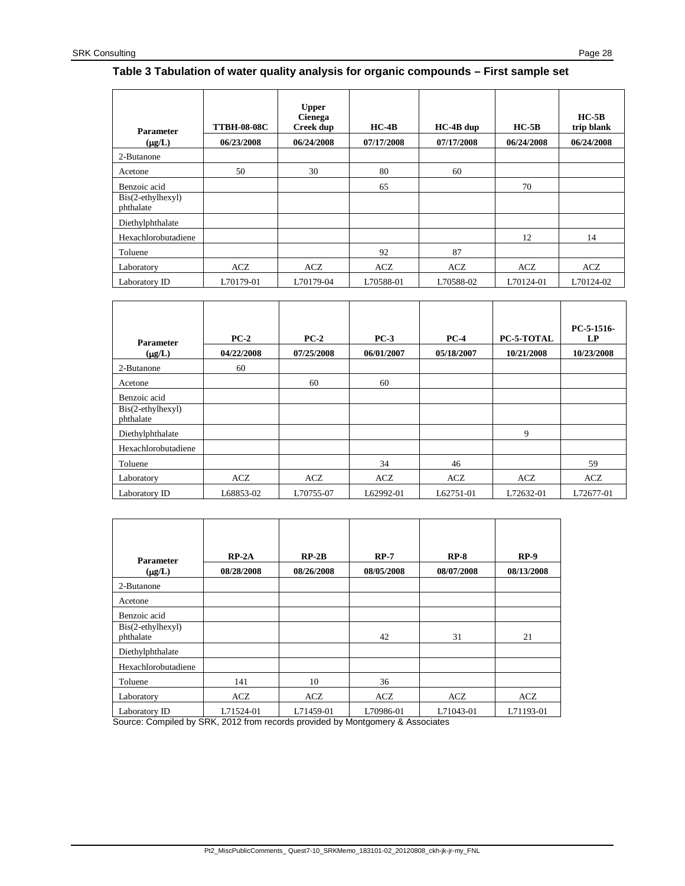## Table 3 Tabulation of water quality analysis for organic compounds – First sample set

| Parameter (μg/L) | TTBH-08-08C 06/23/2008 | Upper Cienega Creek dup 06/24/2008 | HC-4B 07/17/2008 | HC-4B dup 07/17/2008 | HC-5B 06/24/2008 | HC-5B trip blank 06/24/2008 |
|---|---|---|---|---|---|---|
| 2-Butanone | | | | | | |
| Acetone | 50 | 30 | 80 | 60 | | |
| Benzoic acid | | | 65 | | 70 | |
| Bis(2-ethylhexyl) phthalate | | | | | | |
| Diethylphthalate | | | | | | |
| Hexachlorobutadiene | | | | | 12 | 14 |
| Toluene | | | 92 | 87 | | |
| Laboratory | ACZ | ACZ | ACZ | ACZ | ACZ | ACZ |
| Laboratory ID | L70179-01 | L70179-04 | L70588-01 | L70588-02 | L70124-01 | L70124-02 |

| Parameter (μg/L) | PC-2 04/22/2008 | PC-2 07/25/2008 | PC-3 06/01/2007 | PC-4 05/18/2007 | PC-5-TOTAL 10/21/2008 | PC-5-1516-LP 10/23/2008 |
|---|---|---|---|---|---|---|
| 2-Butanone | 60 | | | | | |
| Acetone | | 60 | 60 | | | |
| Benzoic acid | | | | | | |
| Bis(2-ethylhexyl) phthalate | | | | | | |
| Diethylphthalate | | | | | 9 | |
| Hexachlorobutadiene | | | | | | |
| Toluene | | | 34 | 46 | | 59 |
| Laboratory | ACZ | ACZ | ACZ | ACZ | ACZ | ACZ |
| Laboratory ID | L68853-02 | L70755-07 | L62992-01 | L62751-01 | L72632-01 | L72677-01 |

| Parameter (μg/L) | RP-2A 08/28/2008 | RP-2B 08/26/2008 | RP-7 08/05/2008 | RP-8 08/07/2008 | RP-9 08/13/2008 |
|---|---|---|---|---|---|
| 2-Butanone | | | | | |
| Acetone | | | | | |
| Benzoic acid | | | | | |
| Bis(2-ethylhexyl) phthalate | | | 42 | 31 | 21 |
| Diethylphthalate | | | | | |
| Hexachlorobutadiene | | | | | |
| Toluene | 141 | 10 | 36 | | |
| Laboratory | ACZ | ACZ | ACZ | ACZ | ACZ |
| Laboratory ID | L71524-01 | L71459-01 | L70986-01 | L71043-01 | L71193-01 |

Source: Compiled by SRK, 2012 from records provided by Montgomery & Associates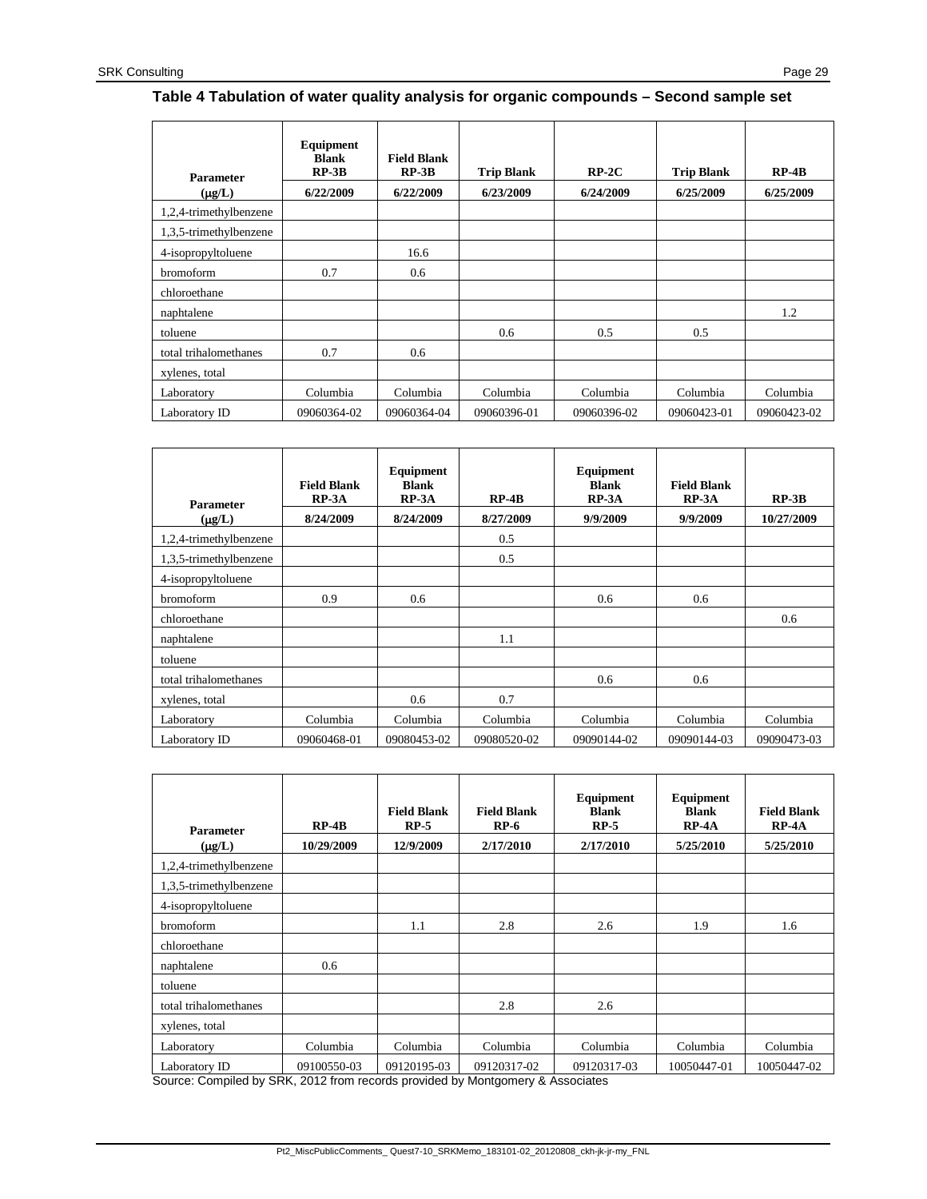**Table 4 Tabulation of water quality analysis for organic compounds – Second sample set**

| Parameter (μg/L) | Equipment Blank RP-3B 6/22/2009 | Field Blank RP-3B 6/22/2009 | Trip Blank 6/23/2009 | RP-2C 6/24/2009 | Trip Blank 6/25/2009 | RP-4B 6/25/2009 |
|---|---|---|---|---|---|---|
| 1,2,4-trimethylbenzene | | | | | | |
| 1,3,5-trimethylbenzene | | | | | | |
| 4-isopropyltoluene | | 16.6 | | | | |
| bromoform | 0.7 | 0.6 | | | | |
| chloroethane | | | | | | |
| naphtalene | | | | | | 1.2 |
| toluene | | | 0.6 | 0.5 | 0.5 | |
| total trihalomethanes | 0.7 | 0.6 | | | | |
| xylenes, total | | | | | | |
| Laboratory | Columbia | Columbia | Columbia | Columbia | Columbia | Columbia |
| Laboratory ID | 09060364-02 | 09060364-04 | 09060396-01 | 09060396-02 | 09060423-01 | 09060423-02 |

| Parameter (μg/L) | Field Blank RP-3A 8/24/2009 | Equipment Blank RP-3A 8/24/2009 | RP-4B 8/27/2009 | Equipment Blank RP-3A 9/9/2009 | Field Blank RP-3A 9/9/2009 | RP-3B 10/27/2009 |
|---|---|---|---|---|---|---|
| 1,2,4-trimethylbenzene | | | 0.5 | | | |
| 1,3,5-trimethylbenzene | | | 0.5 | | | |
| 4-isopropyltoluene | | | | | | |
| bromoform | 0.9 | 0.6 | | 0.6 | 0.6 | |
| chloroethane | | | | | | 0.6 |
| naphtalene | | | 1.1 | | | |
| toluene | | | | | | |
| total trihalomethanes | | | | 0.6 | 0.6 | |
| xylenes, total | | 0.6 | 0.7 | | | |
| Laboratory | Columbia | Columbia | Columbia | Columbia | Columbia | Columbia |
| Laboratory ID | 09060468-01 | 09080453-02 | 09080520-02 | 09090144-02 | 09090144-03 | 09090473-03 |

| Parameter (μg/L) | RP-4B 10/29/2009 | Field Blank RP-5 12/9/2009 | Field Blank RP-6 2/17/2010 | Equipment Blank RP-5 2/17/2010 | Equipment Blank RP-4A 5/25/2010 | Field Blank RP-4A 5/25/2010 |
|---|---|---|---|---|---|---|
| 1,2,4-trimethylbenzene | | | | | | |
| 1,3,5-trimethylbenzene | | | | | | |
| 4-isopropyltoluene | | | | | | |
| bromoform | | 1.1 | 2.8 | 2.6 | 1.9 | 1.6 |
| chloroethane | | | | | | |
| naphtalene | 0.6 | | | | | |
| toluene | | | | | | |
| total trihalomethanes | | | 2.8 | 2.6 | | |
| xylenes, total | | | | | | |
| Laboratory | Columbia | Columbia | Columbia | Columbia | Columbia | Columbia |
| Laboratory ID | 09100550-03 | 09120195-03 | 09120317-02 | 09120317-03 | 10050447-01 | 10050447-02 |

Source: Compiled by SRK, 2012 from records provided by Montgomery & Associates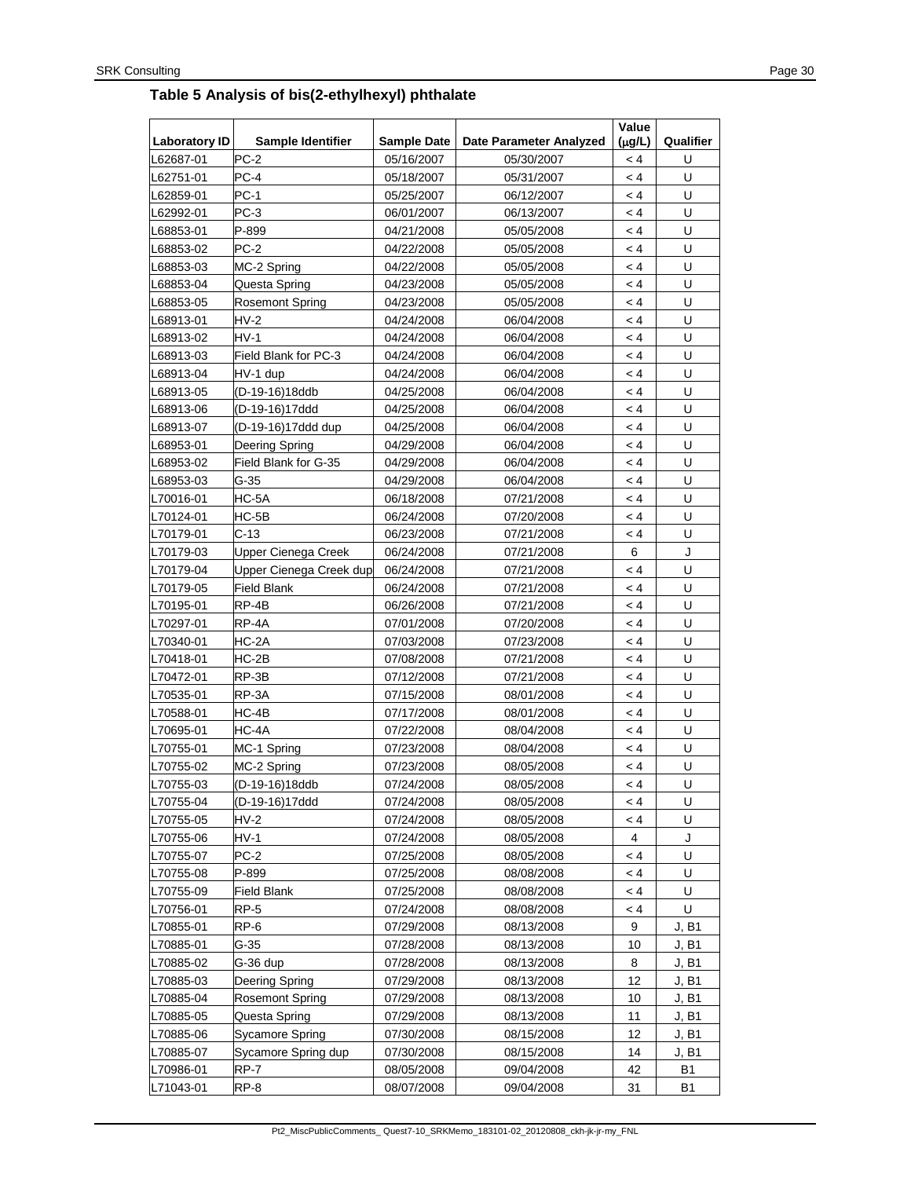**Table 5 Analysis of bis(2-ethylhexyl) phthalate**

| Laboratory ID | Sample Identifier | Sample Date | Date Parameter Analyzed | Value (μg/L) | Qualifier |
|---|---|---|---|---|---|
| L62687-01 | PC-2 | 05/16/2007 | 05/30/2007 | < 4 | U |
| L62751-01 | PC-4 | 05/18/2007 | 05/31/2007 | < 4 | U |
| L62859-01 | PC-1 | 05/25/2007 | 06/12/2007 | < 4 | U |
| L62992-01 | PC-3 | 06/01/2007 | 06/13/2007 | < 4 | U |
| L68853-01 | P-899 | 04/21/2008 | 05/05/2008 | < 4 | U |
| L68853-02 | PC-2 | 04/22/2008 | 05/05/2008 | < 4 | U |
| L68853-03 | MC-2 Spring | 04/22/2008 | 05/05/2008 | < 4 | U |
| L68853-04 | Questa Spring | 04/23/2008 | 05/05/2008 | < 4 | U |
| L68853-05 | Rosemont Spring | 04/23/2008 | 05/05/2008 | < 4 | U |
| L68913-01 | HV-2 | 04/24/2008 | 06/04/2008 | < 4 | U |
| L68913-02 | HV-1 | 04/24/2008 | 06/04/2008 | < 4 | U |
| L68913-03 | Field Blank for PC-3 | 04/24/2008 | 06/04/2008 | < 4 | U |
| L68913-04 | HV-1 dup | 04/24/2008 | 06/04/2008 | < 4 | U |
| L68913-05 | (D-19-16)18ddb | 04/25/2008 | 06/04/2008 | < 4 | U |
| L68913-06 | (D-19-16)17ddd | 04/25/2008 | 06/04/2008 | < 4 | U |
| L68913-07 | (D-19-16)17ddd dup | 04/25/2008 | 06/04/2008 | < 4 | U |
| L68953-01 | Deering Spring | 04/29/2008 | 06/04/2008 | < 4 | U |
| L68953-02 | Field Blank for G-35 | 04/29/2008 | 06/04/2008 | < 4 | U |
| L68953-03 | G-35 | 04/29/2008 | 06/04/2008 | < 4 | U |
| L70016-01 | HC-5A | 06/18/2008 | 07/21/2008 | < 4 | U |
| L70124-01 | HC-5B | 06/24/2008 | 07/20/2008 | < 4 | U |
| L70179-01 | C-13 | 06/23/2008 | 07/21/2008 | < 4 | U |
| L70179-03 | Upper Cienega Creek | 06/24/2008 | 07/21/2008 | 6 | J |
| L70179-04 | Upper Cienega Creek dup | 06/24/2008 | 07/21/2008 | < 4 | U |
| L70179-05 | Field Blank | 06/24/2008 | 07/21/2008 | < 4 | U |
| L70195-01 | RP-4B | 06/26/2008 | 07/21/2008 | < 4 | U |
| L70297-01 | RP-4A | 07/01/2008 | 07/20/2008 | < 4 | U |
| L70340-01 | HC-2A | 07/03/2008 | 07/23/2008 | < 4 | U |
| L70418-01 | HC-2B | 07/08/2008 | 07/21/2008 | < 4 | U |
| L70472-01 | RP-3B | 07/12/2008 | 07/21/2008 | < 4 | U |
| L70535-01 | RP-3A | 07/15/2008 | 08/01/2008 | < 4 | U |
| L70588-01 | HC-4B | 07/17/2008 | 08/01/2008 | < 4 | U |
| L70695-01 | HC-4A | 07/22/2008 | 08/04/2008 | < 4 | U |
| L70755-01 | MC-1 Spring | 07/23/2008 | 08/04/2008 | < 4 | U |
| L70755-02 | MC-2 Spring | 07/23/2008 | 08/05/2008 | < 4 | U |
| L70755-03 | (D-19-16)18ddb | 07/24/2008 | 08/05/2008 | < 4 | U |
| L70755-04 | (D-19-16)17ddd | 07/24/2008 | 08/05/2008 | < 4 | U |
| L70755-05 | HV-2 | 07/24/2008 | 08/05/2008 | < 4 | U |
| L70755-06 | HV-1 | 07/24/2008 | 08/05/2008 | 4 | J |
| L70755-07 | PC-2 | 07/25/2008 | 08/05/2008 | < 4 | U |
| L70755-08 | P-899 | 07/25/2008 | 08/08/2008 | < 4 | U |
| L70755-09 | Field Blank | 07/25/2008 | 08/08/2008 | < 4 | U |
| L70756-01 | RP-5 | 07/24/2008 | 08/08/2008 | < 4 | U |
| L70855-01 | RP-6 | 07/29/2008 | 08/13/2008 | 9 | J, B1 |
| L70885-01 | G-35 | 07/28/2008 | 08/13/2008 | 10 | J, B1 |
| L70885-02 | G-36 dup | 07/28/2008 | 08/13/2008 | 8 | J, B1 |
| L70885-03 | Deering Spring | 07/29/2008 | 08/13/2008 | 12 | J, B1 |
| L70885-04 | Rosemont Spring | 07/29/2008 | 08/13/2008 | 10 | J, B1 |
| L70885-05 | Questa Spring | 07/29/2008 | 08/13/2008 | 11 | J, B1 |
| L70885-06 | Sycamore Spring | 07/30/2008 | 08/15/2008 | 12 | J, B1 |
| L70885-07 | Sycamore Spring dup | 07/30/2008 | 08/15/2008 | 14 | J, B1 |
| L70986-01 | RP-7 | 08/05/2008 | 09/04/2008 | 42 | B1 |
| L71043-01 | RP-8 | 08/07/2008 | 09/04/2008 | 31 | B1 |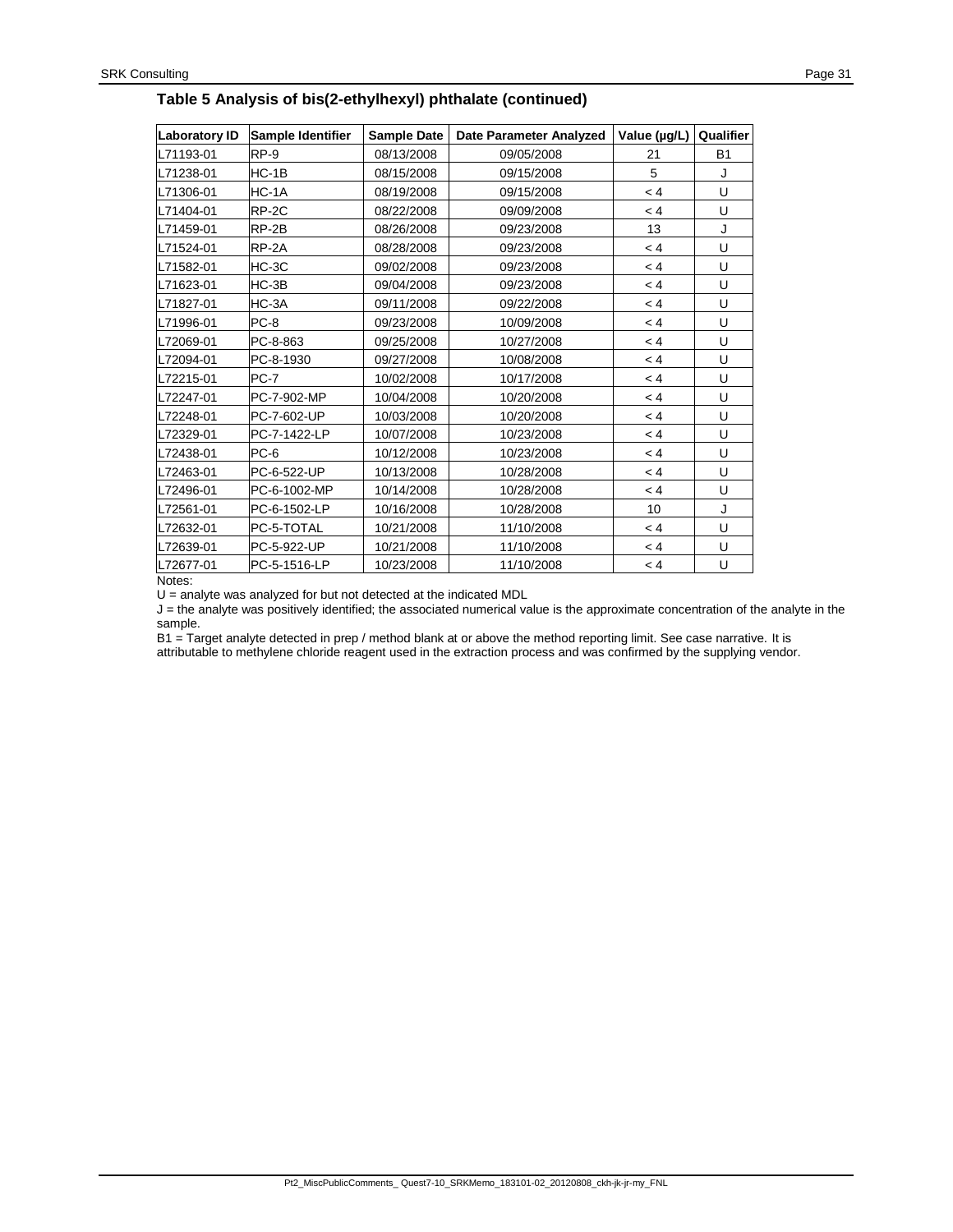**Table 5 Analysis of bis(2-ethylhexyl) phthalate (continued)**

| Laboratory ID | Sample Identifier | Sample Date | Date Parameter Analyzed | Value (µg/L) | Qualifier |
|---|---|---|---|---|---|
| L71193-01 | RP-9 | 08/13/2008 | 09/05/2008 | 21 | B1 |
| L71238-01 | HC-1B | 08/15/2008 | 09/15/2008 | 5 | J |
| L71306-01 | HC-1A | 08/19/2008 | 09/15/2008 | < 4 | U |
| L71404-01 | RP-2C | 08/22/2008 | 09/09/2008 | < 4 | U |
| L71459-01 | RP-2B | 08/26/2008 | 09/23/2008 | 13 | J |
| L71524-01 | RP-2A | 08/28/2008 | 09/23/2008 | < 4 | U |
| L71582-01 | HC-3C | 09/02/2008 | 09/23/2008 | < 4 | U |
| L71623-01 | HC-3B | 09/04/2008 | 09/23/2008 | < 4 | U |
| L71827-01 | HC-3A | 09/11/2008 | 09/22/2008 | < 4 | U |
| L71996-01 | PC-8 | 09/23/2008 | 10/09/2008 | < 4 | U |
| L72069-01 | PC-8-863 | 09/25/2008 | 10/27/2008 | < 4 | U |
| L72094-01 | PC-8-1930 | 09/27/2008 | 10/08/2008 | < 4 | U |
| L72215-01 | PC-7 | 10/02/2008 | 10/17/2008 | < 4 | U |
| L72247-01 | PC-7-902-MP | 10/04/2008 | 10/20/2008 | < 4 | U |
| L72248-01 | PC-7-602-UP | 10/03/2008 | 10/20/2008 | < 4 | U |
| L72329-01 | PC-7-1422-LP | 10/07/2008 | 10/23/2008 | < 4 | U |
| L72438-01 | PC-6 | 10/12/2008 | 10/23/2008 | < 4 | U |
| L72463-01 | PC-6-522-UP | 10/13/2008 | 10/28/2008 | < 4 | U |
| L72496-01 | PC-6-1002-MP | 10/14/2008 | 10/28/2008 | < 4 | U |
| L72561-01 | PC-6-1502-LP | 10/16/2008 | 10/28/2008 | 10 | J |
| L72632-01 | PC-5-TOTAL | 10/21/2008 | 11/10/2008 | < 4 | U |
| L72639-01 | PC-5-922-UP | 10/21/2008 | 11/10/2008 | < 4 | U |
| L72677-01 | PC-5-1516-LP | 10/23/2008 | 11/10/2008 | < 4 | U |

Notes:

U = analyte was analyzed for but not detected at the indicated MDL

J = the analyte was positively identified; the associated numerical value is the approximate concentration of the analyte in the sample.

B1 = Target analyte detected in prep / method blank at or above the method reporting limit. See case narrative. It is attributable to methylene chloride reagent used in the extraction process and was confirmed by the supplying vendor.